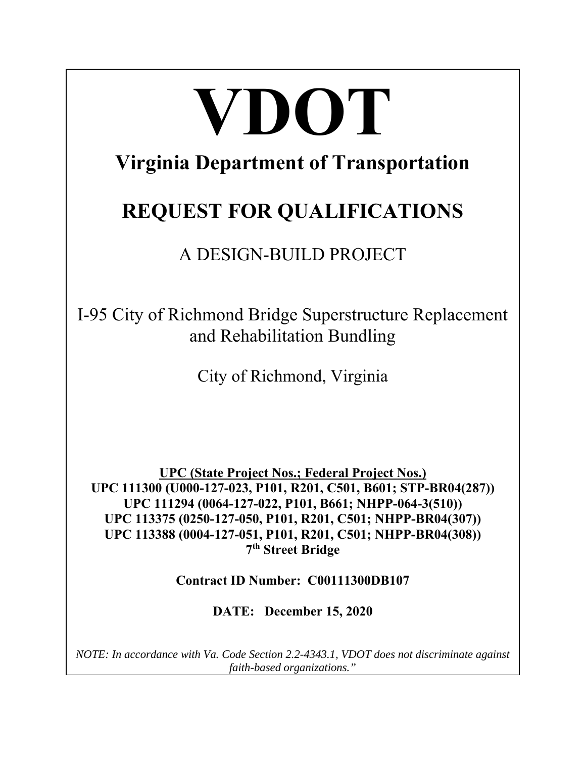# VDOT

## Virginia Department of Transportation

## REQUEST FOR QUALIFICATIONS

A DESIGN-BUILD PROJECT

I-95 City of Richmond Bridge Superstructure Replacement and Rehabilitation Bundling

City of Richmond, Virginia

**UPC (State Project Nos.; Federal Project Nos.)**
**UPC 111300 (U000-127-023, P101, R201, C501, B601; STP-BR04(287))**
**UPC 111294 (0064-127-022, P101, B661; NHPP-064-3(510))**
**UPC 113375 (0250-127-050, P101, R201, C501; NHPP-BR04(307))**
**UPC 113388 (0004-127-051, P101, R201, C501; NHPP-BR04(308))**
**7th Street Bridge**

**Contract ID Number: C00111300DB107**

**DATE: December 15, 2020**

*NOTE: In accordance with Va. Code Section 2.2-4343.1, VDOT does not discriminate against faith-based organizations."*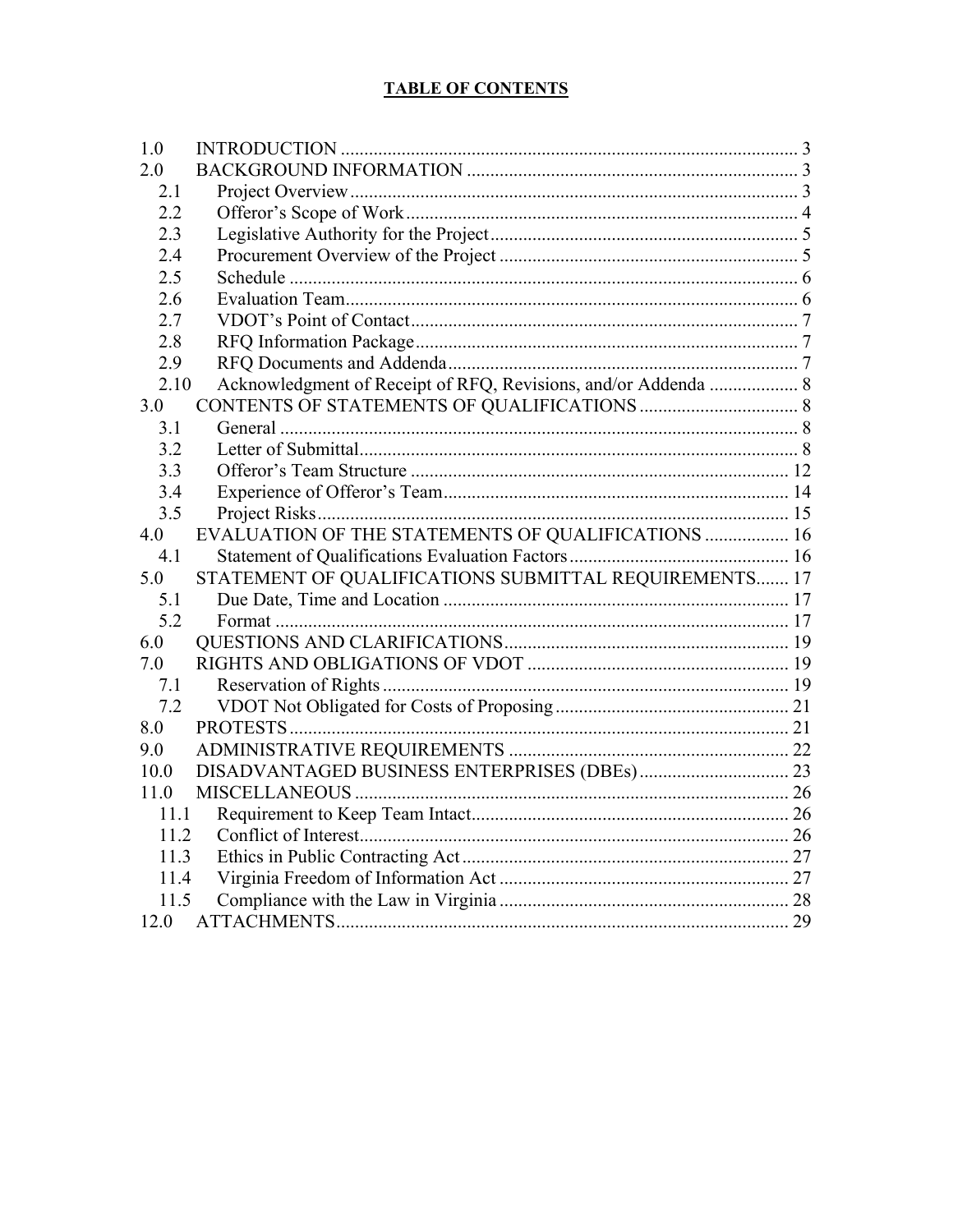## TABLE OF CONTENTS

| | | |
|---|---|---|
| 1.0 | INTRODUCTION | 3 |
| 2.0 | BACKGROUND INFORMATION | 3 |
| 2.1 | Project Overview | 3 |
| 2.2 | Offeror's Scope of Work | 4 |
| 2.3 | Legislative Authority for the Project | 5 |
| 2.4 | Procurement Overview of the Project | 5 |
| 2.5 | Schedule | 6 |
| 2.6 | Evaluation Team | 6 |
| 2.7 | VDOT's Point of Contact | 7 |
| 2.8 | RFQ Information Package | 7 |
| 2.9 | RFQ Documents and Addenda | 7 |
| 2.10 | Acknowledgment of Receipt of RFQ, Revisions, and/or Addenda | 8 |
| 3.0 | CONTENTS OF STATEMENTS OF QUALIFICATIONS | 8 |
| 3.1 | General | 8 |
| 3.2 | Letter of Submittal | 8 |
| 3.3 | Offeror's Team Structure | 12 |
| 3.4 | Experience of Offeror's Team | 14 |
| 3.5 | Project Risks | 15 |
| 4.0 | EVALUATION OF THE STATEMENTS OF QUALIFICATIONS | 16 |
| 4.1 | Statement of Qualifications Evaluation Factors | 16 |
| 5.0 | STATEMENT OF QUALIFICATIONS SUBMITTAL REQUIREMENTS | 17 |
| 5.1 | Due Date, Time and Location | 17 |
| 5.2 | Format | 17 |
| 6.0 | QUESTIONS AND CLARIFICATIONS | 19 |
| 7.0 | RIGHTS AND OBLIGATIONS OF VDOT | 19 |
| 7.1 | Reservation of Rights | 19 |
| 7.2 | VDOT Not Obligated for Costs of Proposing | 21 |
| 8.0 | PROTESTS | 21 |
| 9.0 | ADMINISTRATIVE REQUIREMENTS | 22 |
| 10.0 | DISADVANTAGED BUSINESS ENTERPRISES (DBEs) | 23 |
| 11.0 | MISCELLANEOUS | 26 |
| 11.1 | Requirement to Keep Team Intact | 26 |
| 11.2 | Conflict of Interest | 26 |
| 11.3 | Ethics in Public Contracting Act | 27 |
| 11.4 | Virginia Freedom of Information Act | 27 |
| 11.5 | Compliance with the Law in Virginia | 28 |
| 12.0 | ATTACHMENTS | 29 |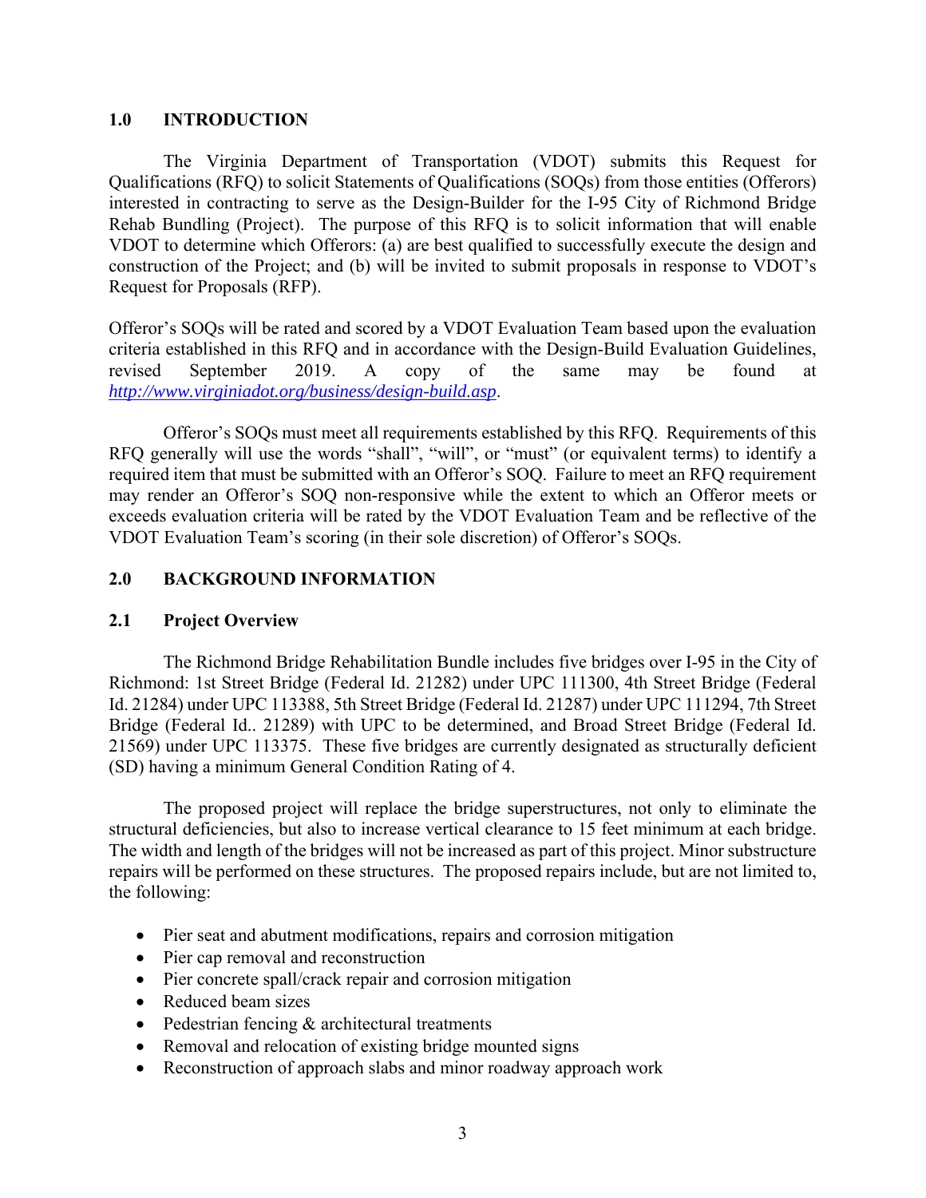## 1.0 INTRODUCTION

The Virginia Department of Transportation (VDOT) submits this Request for Qualifications (RFQ) to solicit Statements of Qualifications (SOQs) from those entities (Offerors) interested in contracting to serve as the Design-Builder for the I-95 City of Richmond Bridge Rehab Bundling (Project). The purpose of this RFQ is to solicit information that will enable VDOT to determine which Offerors: (a) are best qualified to successfully execute the design and construction of the Project; and (b) will be invited to submit proposals in response to VDOT's Request for Proposals (RFP).

Offeror's SOQs will be rated and scored by a VDOT Evaluation Team based upon the evaluation criteria established in this RFQ and in accordance with the Design-Build Evaluation Guidelines, revised September 2019. A copy of the same may be found at *http://www.virginiadot.org/business/design-build.asp*.

Offeror's SOQs must meet all requirements established by this RFQ. Requirements of this RFQ generally will use the words "shall", "will", or "must" (or equivalent terms) to identify a required item that must be submitted with an Offeror's SOQ. Failure to meet an RFQ requirement may render an Offeror's SOQ non-responsive while the extent to which an Offeror meets or exceeds evaluation criteria will be rated by the VDOT Evaluation Team and be reflective of the VDOT Evaluation Team's scoring (in their sole discretion) of Offeror's SOQs.

## 2.0 BACKGROUND INFORMATION

### 2.1 Project Overview

The Richmond Bridge Rehabilitation Bundle includes five bridges over I-95 in the City of Richmond: 1st Street Bridge (Federal Id. 21282) under UPC 111300, 4th Street Bridge (Federal Id. 21284) under UPC 113388, 5th Street Bridge (Federal Id. 21287) under UPC 111294, 7th Street Bridge (Federal Id.. 21289) with UPC to be determined, and Broad Street Bridge (Federal Id. 21569) under UPC 113375. These five bridges are currently designated as structurally deficient (SD) having a minimum General Condition Rating of 4.

The proposed project will replace the bridge superstructures, not only to eliminate the structural deficiencies, but also to increase vertical clearance to 15 feet minimum at each bridge. The width and length of the bridges will not be increased as part of this project. Minor substructure repairs will be performed on these structures. The proposed repairs include, but are not limited to, the following:

- Pier seat and abutment modifications, repairs and corrosion mitigation
- Pier cap removal and reconstruction
- Pier concrete spall/crack repair and corrosion mitigation
- Reduced beam sizes
- Pedestrian fencing & architectural treatments
- Removal and relocation of existing bridge mounted signs
- Reconstruction of approach slabs and minor roadway approach work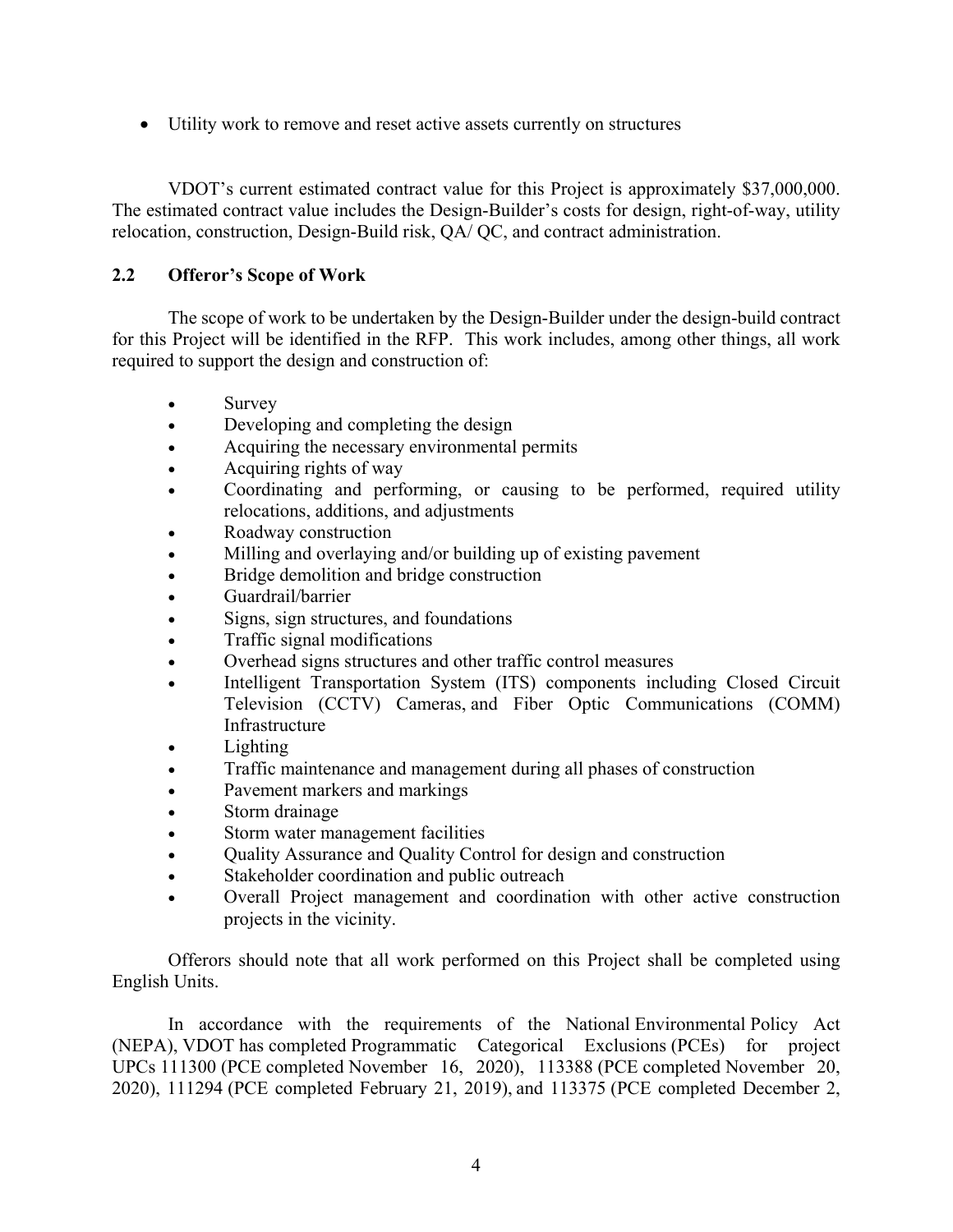- Utility work to remove and reset active assets currently on structures

VDOT's current estimated contract value for this Project is approximately $37,000,000. The estimated contract value includes the Design-Builder's costs for design, right-of-way, utility relocation, construction, Design-Build risk, QA/ QC, and contract administration.

## 2.2 Offeror's Scope of Work

The scope of work to be undertaken by the Design-Builder under the design-build contract for this Project will be identified in the RFP. This work includes, among other things, all work required to support the design and construction of:

- Survey
- Developing and completing the design
- Acquiring the necessary environmental permits
- Acquiring rights of way
- Coordinating and performing, or causing to be performed, required utility relocations, additions, and adjustments
- Roadway construction
- Milling and overlaying and/or building up of existing pavement
- Bridge demolition and bridge construction
- Guardrail/barrier
- Signs, sign structures, and foundations
- Traffic signal modifications
- Overhead signs structures and other traffic control measures
- Intelligent Transportation System (ITS) components including Closed Circuit Television (CCTV) Cameras, and Fiber Optic Communications (COMM) Infrastructure
- Lighting
- Traffic maintenance and management during all phases of construction
- Pavement markers and markings
- Storm drainage
- Storm water management facilities
- Quality Assurance and Quality Control for design and construction
- Stakeholder coordination and public outreach
- Overall Project management and coordination with other active construction projects in the vicinity.

Offerors should note that all work performed on this Project shall be completed using English Units.

In accordance with the requirements of the National Environmental Policy Act (NEPA), VDOT has completed Programmatic Categorical Exclusions (PCEs) for project UPCs 111300 (PCE completed November 16, 2020), 113388 (PCE completed November 20, 2020), 111294 (PCE completed February 21, 2019), and 113375 (PCE completed December 2,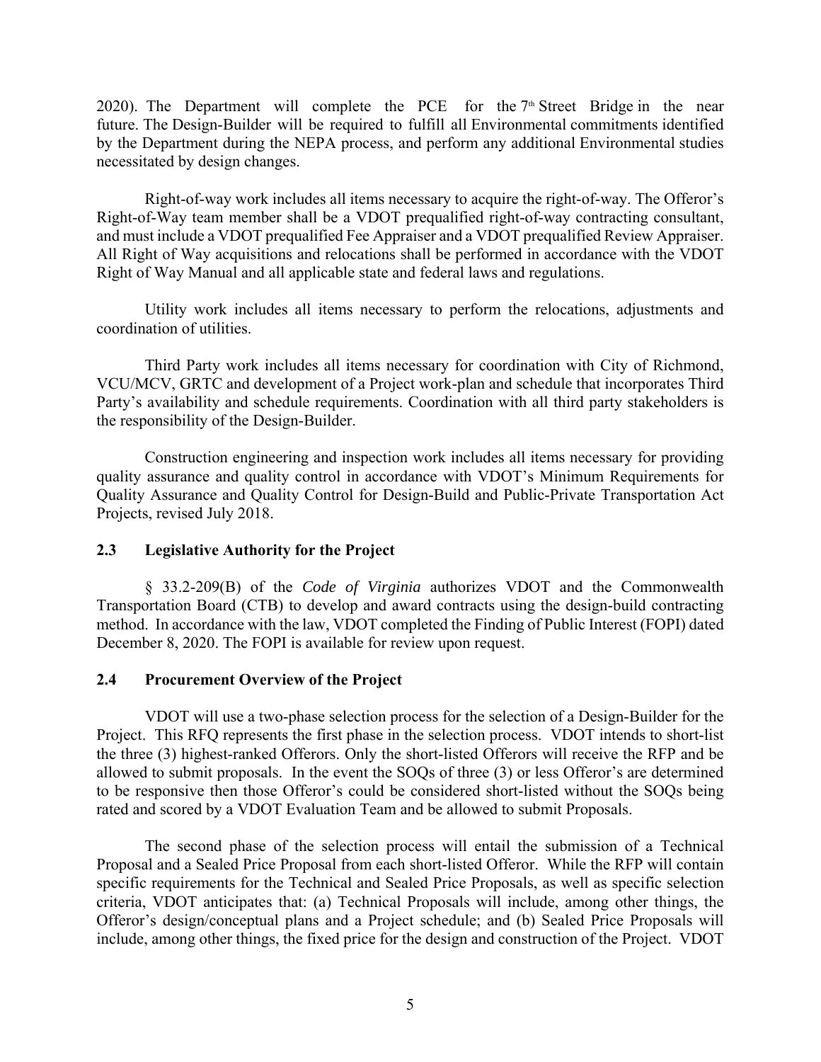2020). The Department will complete the PCE for the 7th Street Bridge in the near future. The Design-Builder will be required to fulfill all Environmental commitments identified by the Department during the NEPA process, and perform any additional Environmental studies necessitated by design changes.

Right-of-way work includes all items necessary to acquire the right-of-way. The Offeror's Right-of-Way team member shall be a VDOT prequalified right-of-way contracting consultant, and must include a VDOT prequalified Fee Appraiser and a VDOT prequalified Review Appraiser. All Right of Way acquisitions and relocations shall be performed in accordance with the VDOT Right of Way Manual and all applicable state and federal laws and regulations.

Utility work includes all items necessary to perform the relocations, adjustments and coordination of utilities.

Third Party work includes all items necessary for coordination with City of Richmond, VCU/MCV, GRTC and development of a Project work-plan and schedule that incorporates Third Party's availability and schedule requirements. Coordination with all third party stakeholders is the responsibility of the Design-Builder.

Construction engineering and inspection work includes all items necessary for providing quality assurance and quality control in accordance with VDOT's Minimum Requirements for Quality Assurance and Quality Control for Design-Build and Public-Private Transportation Act Projects, revised July 2018.

## 2.3 Legislative Authority for the Project

§ 33.2-209(B) of the *Code of Virginia* authorizes VDOT and the Commonwealth Transportation Board (CTB) to develop and award contracts using the design-build contracting method. In accordance with the law, VDOT completed the Finding of Public Interest (FOPI) dated December 8, 2020. The FOPI is available for review upon request.

## 2.4 Procurement Overview of the Project

VDOT will use a two-phase selection process for the selection of a Design-Builder for the Project. This RFQ represents the first phase in the selection process. VDOT intends to short-list the three (3) highest-ranked Offerors. Only the short-listed Offerors will receive the RFP and be allowed to submit proposals. In the event the SOQs of three (3) or less Offeror's are determined to be responsive then those Offeror's could be considered short-listed without the SOQs being rated and scored by a VDOT Evaluation Team and be allowed to submit Proposals.

The second phase of the selection process will entail the submission of a Technical Proposal and a Sealed Price Proposal from each short-listed Offeror. While the RFP will contain specific requirements for the Technical and Sealed Price Proposals, as well as specific selection criteria, VDOT anticipates that: (a) Technical Proposals will include, among other things, the Offeror's design/conceptual plans and a Project schedule; and (b) Sealed Price Proposals will include, among other things, the fixed price for the design and construction of the Project. VDOT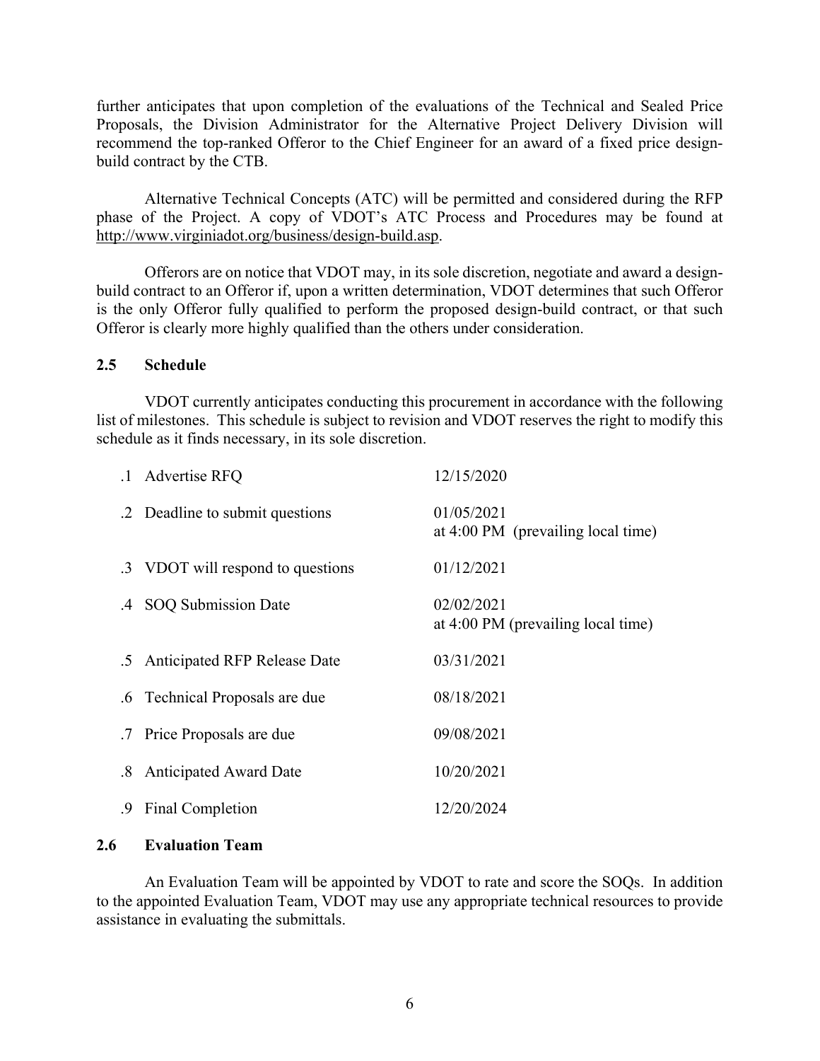further anticipates that upon completion of the evaluations of the Technical and Sealed Price Proposals, the Division Administrator for the Alternative Project Delivery Division will recommend the top-ranked Offeror to the Chief Engineer for an award of a fixed price design-build contract by the CTB.

Alternative Technical Concepts (ATC) will be permitted and considered during the RFP phase of the Project. A copy of VDOT's ATC Process and Procedures may be found at http://www.virginiadot.org/business/design-build.asp.

Offerors are on notice that VDOT may, in its sole discretion, negotiate and award a design-build contract to an Offeror if, upon a written determination, VDOT determines that such Offeror is the only Offeror fully qualified to perform the proposed design-build contract, or that such Offeror is clearly more highly qualified than the others under consideration.

## 2.5 Schedule

VDOT currently anticipates conducting this procurement in accordance with the following list of milestones. This schedule is subject to revision and VDOT reserves the right to modify this schedule as it finds necessary, in its sole discretion.

| | Milestone | Date |
|---|---|---|
| .1 | Advertise RFQ | 12/15/2020 |
| .2 | Deadline to submit questions | 01/05/2021 at 4:00 PM (prevailing local time) |
| .3 | VDOT will respond to questions | 01/12/2021 |
| .4 | SOQ Submission Date | 02/02/2021 at 4:00 PM (prevailing local time) |
| .5 | Anticipated RFP Release Date | 03/31/2021 |
| .6 | Technical Proposals are due | 08/18/2021 |
| .7 | Price Proposals are due | 09/08/2021 |
| .8 | Anticipated Award Date | 10/20/2021 |
| .9 | Final Completion | 12/20/2024 |

## 2.6 Evaluation Team

An Evaluation Team will be appointed by VDOT to rate and score the SOQs. In addition to the appointed Evaluation Team, VDOT may use any appropriate technical resources to provide assistance in evaluating the submittals.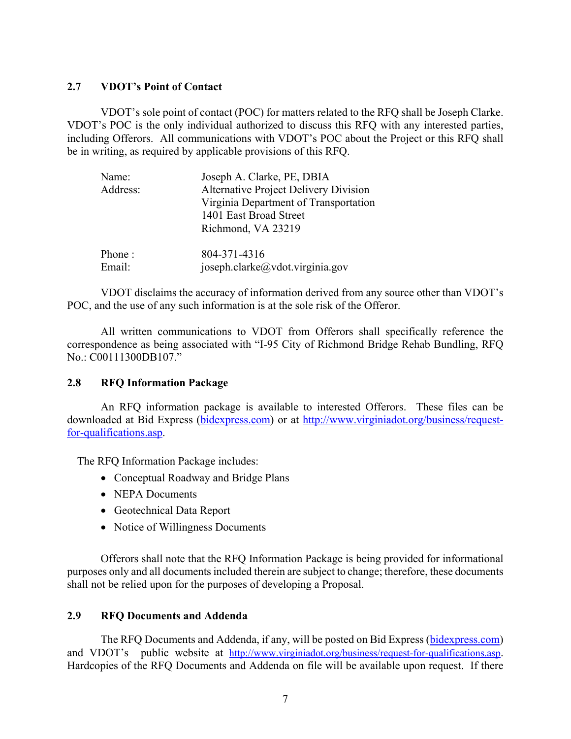### 2.7 VDOT's Point of Contact

VDOT's sole point of contact (POC) for matters related to the RFQ shall be Joseph Clarke. VDOT's POC is the only individual authorized to discuss this RFQ with any interested parties, including Offerors. All communications with VDOT's POC about the Project or this RFQ shall be in writing, as required by applicable provisions of this RFQ.

| | |
|---|---|
| Name: | Joseph A. Clarke, PE, DBIA |
| Address: | Alternative Project Delivery Division<br>Virginia Department of Transportation<br>1401 East Broad Street<br>Richmond, VA 23219 |
| Phone : | 804-371-4316 |
| Email: | joseph.clarke@vdot.virginia.gov |

VDOT disclaims the accuracy of information derived from any source other than VDOT's POC, and the use of any such information is at the sole risk of the Offeror.

All written communications to VDOT from Offerors shall specifically reference the correspondence as being associated with "I-95 City of Richmond Bridge Rehab Bundling, RFQ No.: C00111300DB107."

### 2.8 RFQ Information Package

An RFQ information package is available to interested Offerors. These files can be downloaded at Bid Express (bidexpress.com) or at http://www.virginiadot.org/business/request-for-qualifications.asp.

The RFQ Information Package includes:

- Conceptual Roadway and Bridge Plans
- NEPA Documents
- Geotechnical Data Report
- Notice of Willingness Documents

Offerors shall note that the RFQ Information Package is being provided for informational purposes only and all documents included therein are subject to change; therefore, these documents shall not be relied upon for the purposes of developing a Proposal.

### 2.9 RFQ Documents and Addenda

The RFQ Documents and Addenda, if any, will be posted on Bid Express (bidexpress.com) and VDOT's public website at http://www.virginiadot.org/business/request-for-qualifications.asp. Hardcopies of the RFQ Documents and Addenda on file will be available upon request. If there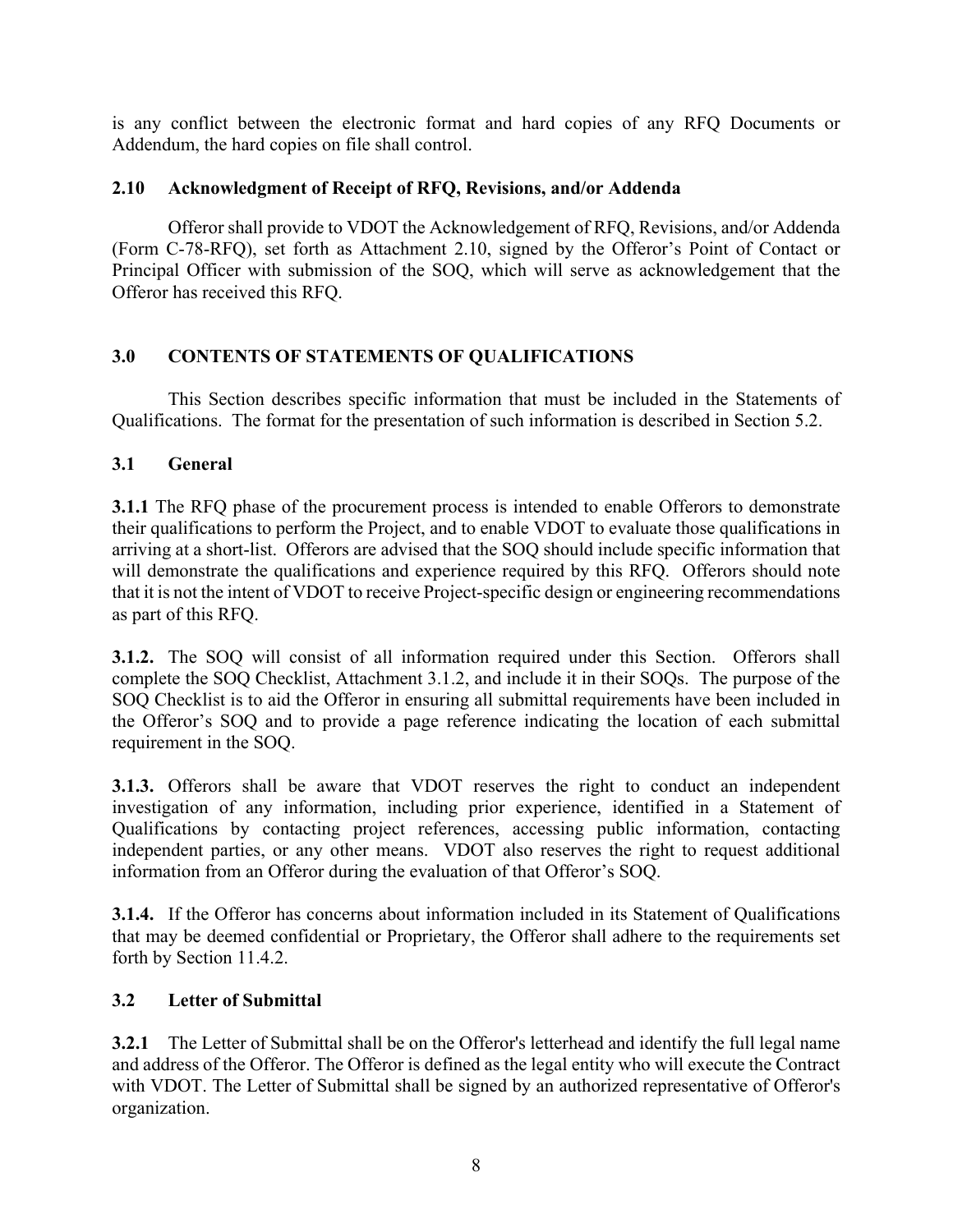is any conflict between the electronic format and hard copies of any RFQ Documents or Addendum, the hard copies on file shall control.

### 2.10 Acknowledgment of Receipt of RFQ, Revisions, and/or Addenda

Offeror shall provide to VDOT the Acknowledgement of RFQ, Revisions, and/or Addenda (Form C-78-RFQ), set forth as Attachment 2.10, signed by the Offeror's Point of Contact or Principal Officer with submission of the SOQ, which will serve as acknowledgement that the Offeror has received this RFQ.

## 3.0 CONTENTS OF STATEMENTS OF QUALIFICATIONS

This Section describes specific information that must be included in the Statements of Qualifications. The format for the presentation of such information is described in Section 5.2.

### 3.1 General

**3.1.1** The RFQ phase of the procurement process is intended to enable Offerors to demonstrate their qualifications to perform the Project, and to enable VDOT to evaluate those qualifications in arriving at a short-list. Offerors are advised that the SOQ should include specific information that will demonstrate the qualifications and experience required by this RFQ. Offerors should note that it is not the intent of VDOT to receive Project-specific design or engineering recommendations as part of this RFQ.

**3.1.2.** The SOQ will consist of all information required under this Section. Offerors shall complete the SOQ Checklist, Attachment 3.1.2, and include it in their SOQs. The purpose of the SOQ Checklist is to aid the Offeror in ensuring all submittal requirements have been included in the Offeror's SOQ and to provide a page reference indicating the location of each submittal requirement in the SOQ.

**3.1.3.** Offerors shall be aware that VDOT reserves the right to conduct an independent investigation of any information, including prior experience, identified in a Statement of Qualifications by contacting project references, accessing public information, contacting independent parties, or any other means. VDOT also reserves the right to request additional information from an Offeror during the evaluation of that Offeror's SOQ.

**3.1.4.** If the Offeror has concerns about information included in its Statement of Qualifications that may be deemed confidential or Proprietary, the Offeror shall adhere to the requirements set forth by Section 11.4.2.

### 3.2 Letter of Submittal

**3.2.1** The Letter of Submittal shall be on the Offeror's letterhead and identify the full legal name and address of the Offeror. The Offeror is defined as the legal entity who will execute the Contract with VDOT. The Letter of Submittal shall be signed by an authorized representative of Offeror's organization.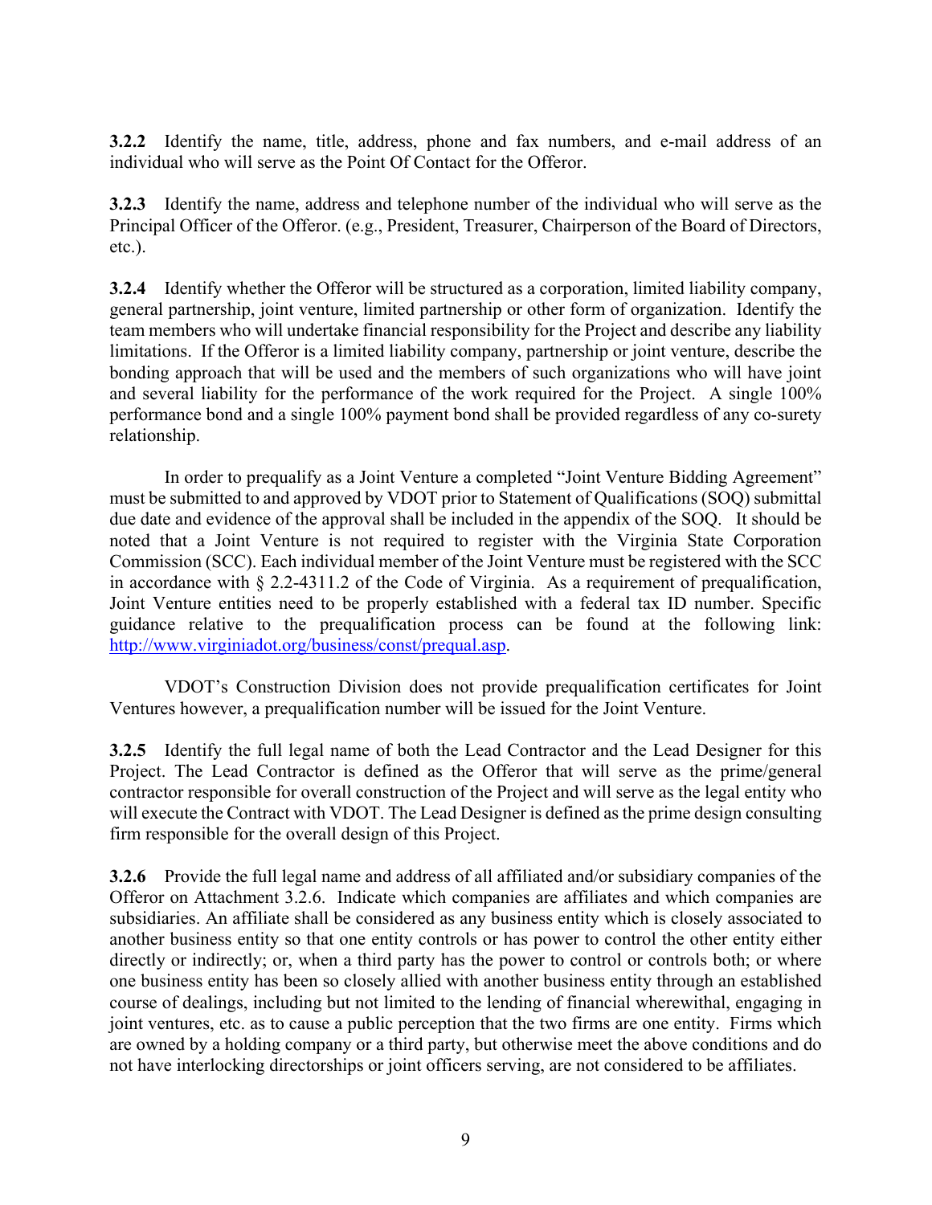**3.2.2** Identify the name, title, address, phone and fax numbers, and e-mail address of an individual who will serve as the Point Of Contact for the Offeror.

**3.2.3** Identify the name, address and telephone number of the individual who will serve as the Principal Officer of the Offeror. (e.g., President, Treasurer, Chairperson of the Board of Directors, etc.).

**3.2.4** Identify whether the Offeror will be structured as a corporation, limited liability company, general partnership, joint venture, limited partnership or other form of organization. Identify the team members who will undertake financial responsibility for the Project and describe any liability limitations. If the Offeror is a limited liability company, partnership or joint venture, describe the bonding approach that will be used and the members of such organizations who will have joint and several liability for the performance of the work required for the Project. A single 100% performance bond and a single 100% payment bond shall be provided regardless of any co-surety relationship.

In order to prequalify as a Joint Venture a completed "Joint Venture Bidding Agreement" must be submitted to and approved by VDOT prior to Statement of Qualifications (SOQ) submittal due date and evidence of the approval shall be included in the appendix of the SOQ. It should be noted that a Joint Venture is not required to register with the Virginia State Corporation Commission (SCC). Each individual member of the Joint Venture must be registered with the SCC in accordance with § 2.2-4311.2 of the Code of Virginia. As a requirement of prequalification, Joint Venture entities need to be properly established with a federal tax ID number. Specific guidance relative to the prequalification process can be found at the following link: [http://www.virginiadot.org/business/const/prequal.asp](http://www.virginiadot.org/business/const/prequal.asp).

VDOT's Construction Division does not provide prequalification certificates for Joint Ventures however, a prequalification number will be issued for the Joint Venture.

**3.2.5** Identify the full legal name of both the Lead Contractor and the Lead Designer for this Project. The Lead Contractor is defined as the Offeror that will serve as the prime/general contractor responsible for overall construction of the Project and will serve as the legal entity who will execute the Contract with VDOT. The Lead Designer is defined as the prime design consulting firm responsible for the overall design of this Project.

**3.2.6** Provide the full legal name and address of all affiliated and/or subsidiary companies of the Offeror on Attachment 3.2.6. Indicate which companies are affiliates and which companies are subsidiaries. An affiliate shall be considered as any business entity which is closely associated to another business entity so that one entity controls or has power to control the other entity either directly or indirectly; or, when a third party has the power to control or controls both; or where one business entity has been so closely allied with another business entity through an established course of dealings, including but not limited to the lending of financial wherewithal, engaging in joint ventures, etc. as to cause a public perception that the two firms are one entity. Firms which are owned by a holding company or a third party, but otherwise meet the above conditions and do not have interlocking directorships or joint officers serving, are not considered to be affiliates.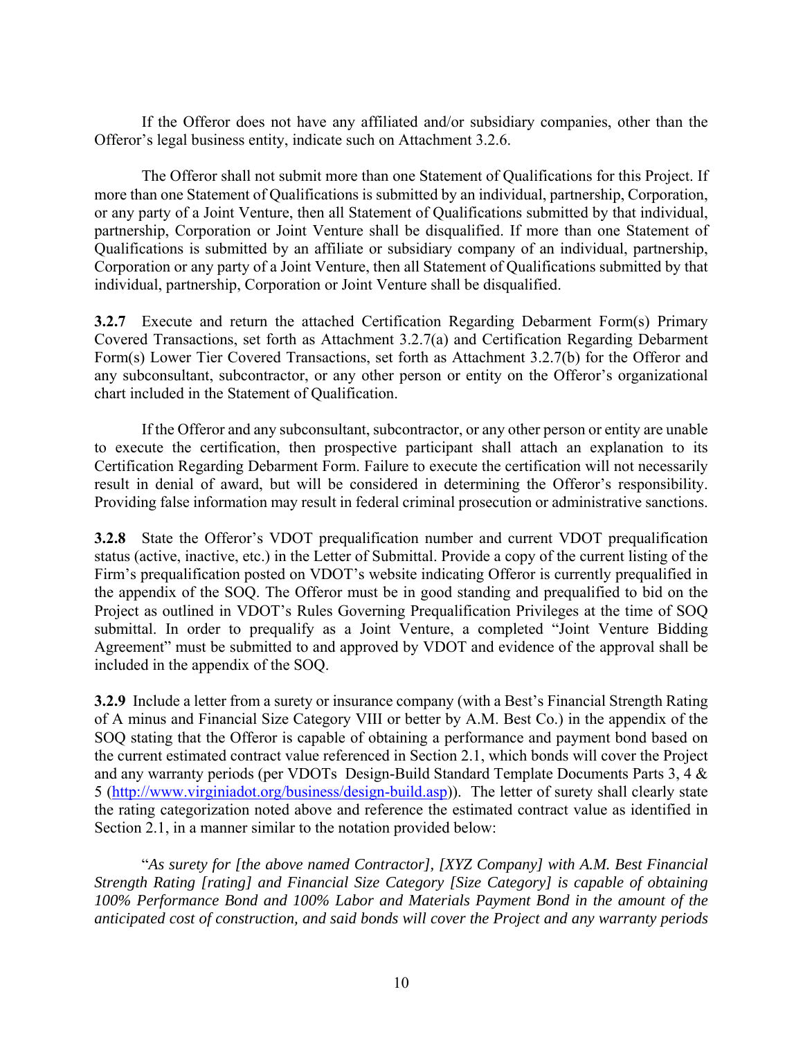If the Offeror does not have any affiliated and/or subsidiary companies, other than the Offeror's legal business entity, indicate such on Attachment 3.2.6.

The Offeror shall not submit more than one Statement of Qualifications for this Project. If more than one Statement of Qualifications is submitted by an individual, partnership, Corporation, or any party of a Joint Venture, then all Statement of Qualifications submitted by that individual, partnership, Corporation or Joint Venture shall be disqualified. If more than one Statement of Qualifications is submitted by an affiliate or subsidiary company of an individual, partnership, Corporation or any party of a Joint Venture, then all Statement of Qualifications submitted by that individual, partnership, Corporation or Joint Venture shall be disqualified.

**3.2.7** Execute and return the attached Certification Regarding Debarment Form(s) Primary Covered Transactions, set forth as Attachment 3.2.7(a) and Certification Regarding Debarment Form(s) Lower Tier Covered Transactions, set forth as Attachment 3.2.7(b) for the Offeror and any subconsultant, subcontractor, or any other person or entity on the Offeror's organizational chart included in the Statement of Qualification.

If the Offeror and any subconsultant, subcontractor, or any other person or entity are unable to execute the certification, then prospective participant shall attach an explanation to its Certification Regarding Debarment Form. Failure to execute the certification will not necessarily result in denial of award, but will be considered in determining the Offeror's responsibility. Providing false information may result in federal criminal prosecution or administrative sanctions.

**3.2.8** State the Offeror's VDOT prequalification number and current VDOT prequalification status (active, inactive, etc.) in the Letter of Submittal. Provide a copy of the current listing of the Firm's prequalification posted on VDOT's website indicating Offeror is currently prequalified in the appendix of the SOQ. The Offeror must be in good standing and prequalified to bid on the Project as outlined in VDOT's Rules Governing Prequalification Privileges at the time of SOQ submittal. In order to prequalify as a Joint Venture, a completed "Joint Venture Bidding Agreement" must be submitted to and approved by VDOT and evidence of the approval shall be included in the appendix of the SOQ.

**3.2.9** Include a letter from a surety or insurance company (with a Best's Financial Strength Rating of A minus and Financial Size Category VIII or better by A.M. Best Co.) in the appendix of the SOQ stating that the Offeror is capable of obtaining a performance and payment bond based on the current estimated contract value referenced in Section 2.1, which bonds will cover the Project and any warranty periods (per VDOTs Design-Build Standard Template Documents Parts 3, 4 & 5 (http://www.virginiadot.org/business/design-build.asp)). The letter of surety shall clearly state the rating categorization noted above and reference the estimated contract value as identified in Section 2.1, in a manner similar to the notation provided below:

"*As surety for [the above named Contractor], [XYZ Company] with A.M. Best Financial Strength Rating [rating] and Financial Size Category [Size Category] is capable of obtaining 100% Performance Bond and 100% Labor and Materials Payment Bond in the amount of the anticipated cost of construction, and said bonds will cover the Project and any warranty periods*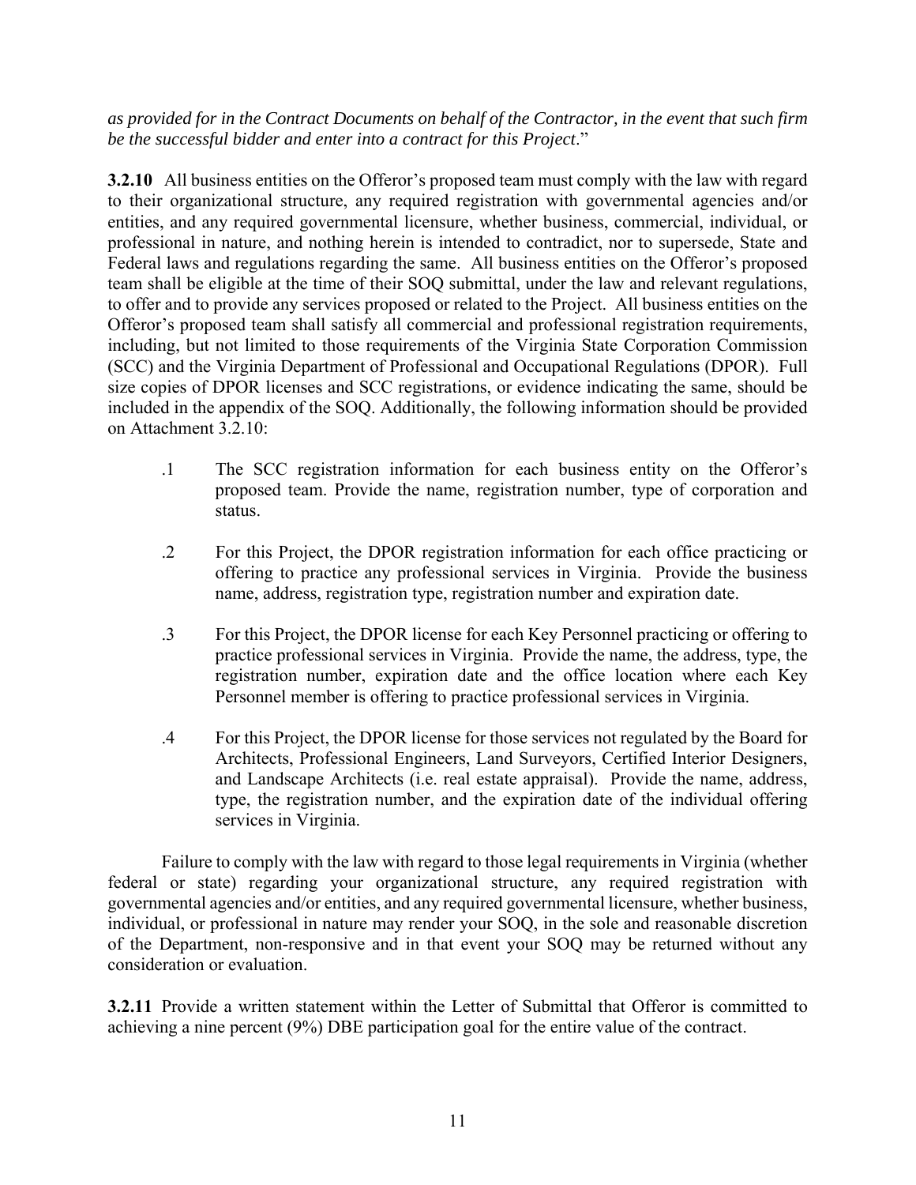*as provided for in the Contract Documents on behalf of the Contractor, in the event that such firm be the successful bidder and enter into a contract for this Project*."

**3.2.10** All business entities on the Offeror's proposed team must comply with the law with regard to their organizational structure, any required registration with governmental agencies and/or entities, and any required governmental licensure, whether business, commercial, individual, or professional in nature, and nothing herein is intended to contradict, nor to supersede, State and Federal laws and regulations regarding the same. All business entities on the Offeror's proposed team shall be eligible at the time of their SOQ submittal, under the law and relevant regulations, to offer and to provide any services proposed or related to the Project. All business entities on the Offeror's proposed team shall satisfy all commercial and professional registration requirements, including, but not limited to those requirements of the Virginia State Corporation Commission (SCC) and the Virginia Department of Professional and Occupational Regulations (DPOR). Full size copies of DPOR licenses and SCC registrations, or evidence indicating the same, should be included in the appendix of the SOQ. Additionally, the following information should be provided on Attachment 3.2.10:

.1 The SCC registration information for each business entity on the Offeror's proposed team. Provide the name, registration number, type of corporation and status.

.2 For this Project, the DPOR registration information for each office practicing or offering to practice any professional services in Virginia. Provide the business name, address, registration type, registration number and expiration date.

.3 For this Project, the DPOR license for each Key Personnel practicing or offering to practice professional services in Virginia. Provide the name, the address, type, the registration number, expiration date and the office location where each Key Personnel member is offering to practice professional services in Virginia.

.4 For this Project, the DPOR license for those services not regulated by the Board for Architects, Professional Engineers, Land Surveyors, Certified Interior Designers, and Landscape Architects (i.e. real estate appraisal). Provide the name, address, type, the registration number, and the expiration date of the individual offering services in Virginia.

Failure to comply with the law with regard to those legal requirements in Virginia (whether federal or state) regarding your organizational structure, any required registration with governmental agencies and/or entities, and any required governmental licensure, whether business, individual, or professional in nature may render your SOQ, in the sole and reasonable discretion of the Department, non-responsive and in that event your SOQ may be returned without any consideration or evaluation.

**3.2.11** Provide a written statement within the Letter of Submittal that Offeror is committed to achieving a nine percent (9%) DBE participation goal for the entire value of the contract.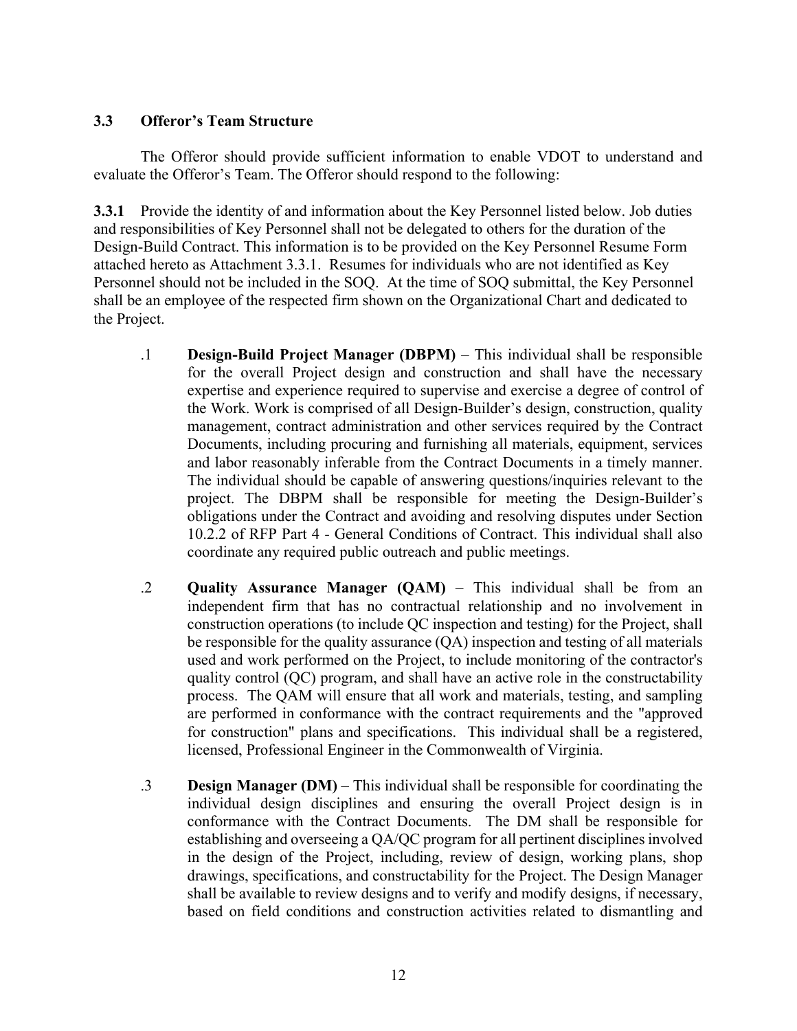### 3.3 Offeror's Team Structure

The Offeror should provide sufficient information to enable VDOT to understand and evaluate the Offeror's Team. The Offeror should respond to the following:

**3.3.1** Provide the identity of and information about the Key Personnel listed below. Job duties and responsibilities of Key Personnel shall not be delegated to others for the duration of the Design-Build Contract. This information is to be provided on the Key Personnel Resume Form attached hereto as Attachment 3.3.1. Resumes for individuals who are not identified as Key Personnel should not be included in the SOQ. At the time of SOQ submittal, the Key Personnel shall be an employee of the respected firm shown on the Organizational Chart and dedicated to the Project.

.1 **Design-Build Project Manager (DBPM)** – This individual shall be responsible for the overall Project design and construction and shall have the necessary expertise and experience required to supervise and exercise a degree of control of the Work. Work is comprised of all Design-Builder's design, construction, quality management, contract administration and other services required by the Contract Documents, including procuring and furnishing all materials, equipment, services and labor reasonably inferable from the Contract Documents in a timely manner. The individual should be capable of answering questions/inquiries relevant to the project. The DBPM shall be responsible for meeting the Design-Builder's obligations under the Contract and avoiding and resolving disputes under Section 10.2.2 of RFP Part 4 - General Conditions of Contract. This individual shall also coordinate any required public outreach and public meetings.

.2 **Quality Assurance Manager (QAM)** – This individual shall be from an independent firm that has no contractual relationship and no involvement in construction operations (to include QC inspection and testing) for the Project, shall be responsible for the quality assurance (QA) inspection and testing of all materials used and work performed on the Project, to include monitoring of the contractor's quality control (QC) program, and shall have an active role in the constructability process. The QAM will ensure that all work and materials, testing, and sampling are performed in conformance with the contract requirements and the "approved for construction" plans and specifications. This individual shall be a registered, licensed, Professional Engineer in the Commonwealth of Virginia.

.3 **Design Manager (DM)** – This individual shall be responsible for coordinating the individual design disciplines and ensuring the overall Project design is in conformance with the Contract Documents. The DM shall be responsible for establishing and overseeing a QA/QC program for all pertinent disciplines involved in the design of the Project, including, review of design, working plans, shop drawings, specifications, and constructability for the Project. The Design Manager shall be available to review designs and to verify and modify designs, if necessary, based on field conditions and construction activities related to dismantling and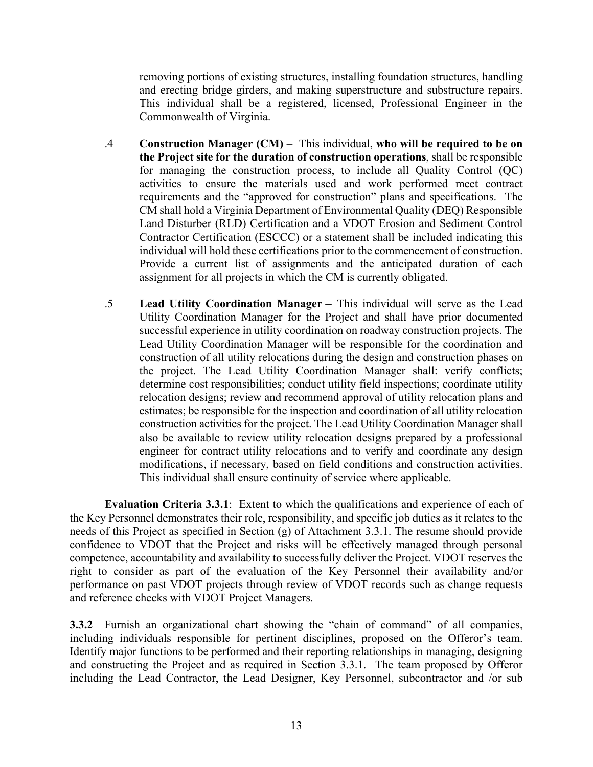removing portions of existing structures, installing foundation structures, handling and erecting bridge girders, and making superstructure and substructure repairs. This individual shall be a registered, licensed, Professional Engineer in the Commonwealth of Virginia.

.4 **Construction Manager (CM)** – This individual, **who will be required to be on the Project site for the duration of construction operations**, shall be responsible for managing the construction process, to include all Quality Control (QC) activities to ensure the materials used and work performed meet contract requirements and the "approved for construction" plans and specifications. The CM shall hold a Virginia Department of Environmental Quality (DEQ) Responsible Land Disturber (RLD) Certification and a VDOT Erosion and Sediment Control Contractor Certification (ESCCC) or a statement shall be included indicating this individual will hold these certifications prior to the commencement of construction. Provide a current list of assignments and the anticipated duration of each assignment for all projects in which the CM is currently obligated.

.5 **Lead Utility Coordination Manager –** This individual will serve as the Lead Utility Coordination Manager for the Project and shall have prior documented successful experience in utility coordination on roadway construction projects. The Lead Utility Coordination Manager will be responsible for the coordination and construction of all utility relocations during the design and construction phases on the project. The Lead Utility Coordination Manager shall: verify conflicts; determine cost responsibilities; conduct utility field inspections; coordinate utility relocation designs; review and recommend approval of utility relocation plans and estimates; be responsible for the inspection and coordination of all utility relocation construction activities for the project. The Lead Utility Coordination Manager shall also be available to review utility relocation designs prepared by a professional engineer for contract utility relocations and to verify and coordinate any design modifications, if necessary, based on field conditions and construction activities. This individual shall ensure continuity of service where applicable.

**Evaluation Criteria 3.3.1**: Extent to which the qualifications and experience of each of the Key Personnel demonstrates their role, responsibility, and specific job duties as it relates to the needs of this Project as specified in Section (g) of Attachment 3.3.1. The resume should provide confidence to VDOT that the Project and risks will be effectively managed through personal competence, accountability and availability to successfully deliver the Project. VDOT reserves the right to consider as part of the evaluation of the Key Personnel their availability and/or performance on past VDOT projects through review of VDOT records such as change requests and reference checks with VDOT Project Managers.

**3.3.2** Furnish an organizational chart showing the "chain of command" of all companies, including individuals responsible for pertinent disciplines, proposed on the Offeror's team. Identify major functions to be performed and their reporting relationships in managing, designing and constructing the Project and as required in Section 3.3.1. The team proposed by Offeror including the Lead Contractor, the Lead Designer, Key Personnel, subcontractor and /or sub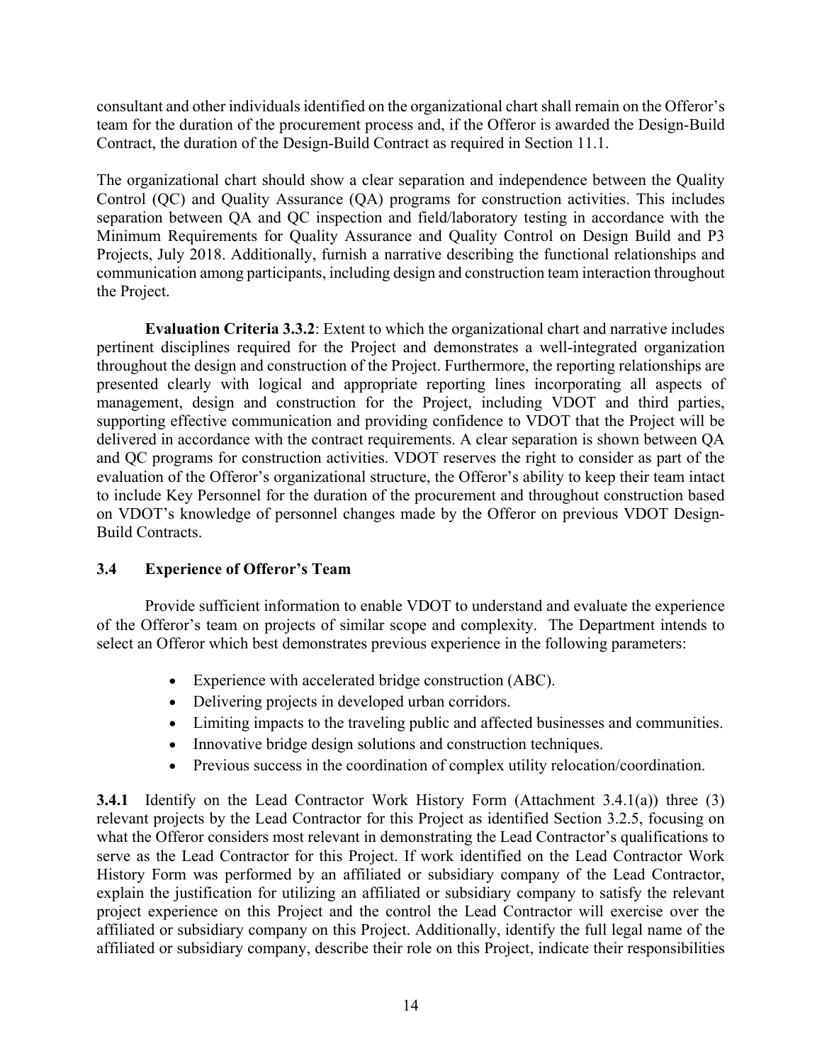consultant and other individuals identified on the organizational chart shall remain on the Offeror's team for the duration of the procurement process and, if the Offeror is awarded the Design-Build Contract, the duration of the Design-Build Contract as required in Section 11.1.

The organizational chart should show a clear separation and independence between the Quality Control (QC) and Quality Assurance (QA) programs for construction activities. This includes separation between QA and QC inspection and field/laboratory testing in accordance with the Minimum Requirements for Quality Assurance and Quality Control on Design Build and P3 Projects, July 2018. Additionally, furnish a narrative describing the functional relationships and communication among participants, including design and construction team interaction throughout the Project.

**Evaluation Criteria 3.3.2**: Extent to which the organizational chart and narrative includes pertinent disciplines required for the Project and demonstrates a well-integrated organization throughout the design and construction of the Project. Furthermore, the reporting relationships are presented clearly with logical and appropriate reporting lines incorporating all aspects of management, design and construction for the Project, including VDOT and third parties, supporting effective communication and providing confidence to VDOT that the Project will be delivered in accordance with the contract requirements. A clear separation is shown between QA and QC programs for construction activities. VDOT reserves the right to consider as part of the evaluation of the Offeror's organizational structure, the Offeror's ability to keep their team intact to include Key Personnel for the duration of the procurement and throughout construction based on VDOT's knowledge of personnel changes made by the Offeror on previous VDOT Design-Build Contracts.

### 3.4 Experience of Offeror's Team

Provide sufficient information to enable VDOT to understand and evaluate the experience of the Offeror's team on projects of similar scope and complexity. The Department intends to select an Offeror which best demonstrates previous experience in the following parameters:

- Experience with accelerated bridge construction (ABC).
- Delivering projects in developed urban corridors.
- Limiting impacts to the traveling public and affected businesses and communities.
- Innovative bridge design solutions and construction techniques.
- Previous success in the coordination of complex utility relocation/coordination.

**3.4.1** Identify on the Lead Contractor Work History Form (Attachment 3.4.1(a)) three (3) relevant projects by the Lead Contractor for this Project as identified Section 3.2.5, focusing on what the Offeror considers most relevant in demonstrating the Lead Contractor's qualifications to serve as the Lead Contractor for this Project. If work identified on the Lead Contractor Work History Form was performed by an affiliated or subsidiary company of the Lead Contractor, explain the justification for utilizing an affiliated or subsidiary company to satisfy the relevant project experience on this Project and the control the Lead Contractor will exercise over the affiliated or subsidiary company on this Project. Additionally, identify the full legal name of the affiliated or subsidiary company, describe their role on this Project, indicate their responsibilities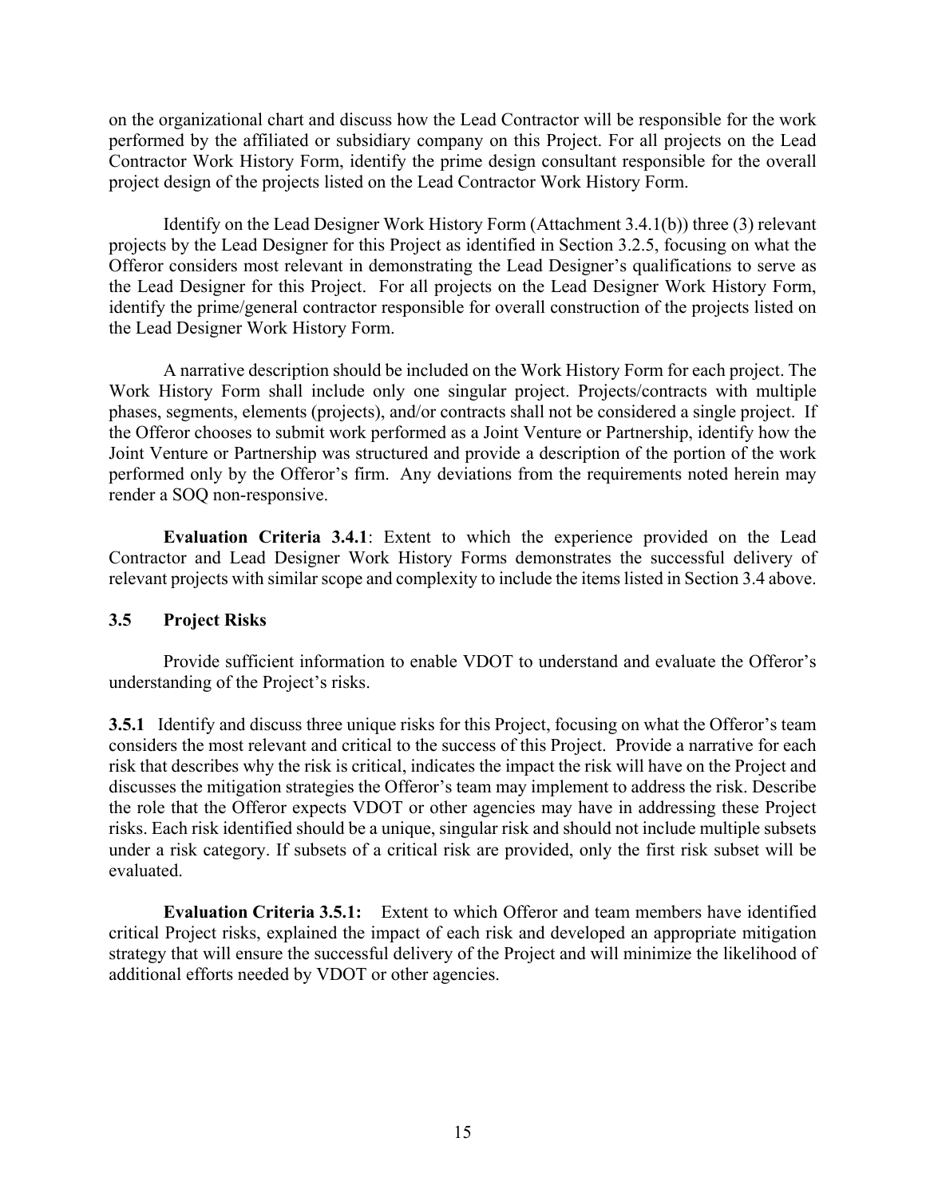on the organizational chart and discuss how the Lead Contractor will be responsible for the work performed by the affiliated or subsidiary company on this Project. For all projects on the Lead Contractor Work History Form, identify the prime design consultant responsible for the overall project design of the projects listed on the Lead Contractor Work History Form.

Identify on the Lead Designer Work History Form (Attachment 3.4.1(b)) three (3) relevant projects by the Lead Designer for this Project as identified in Section 3.2.5, focusing on what the Offeror considers most relevant in demonstrating the Lead Designer's qualifications to serve as the Lead Designer for this Project. For all projects on the Lead Designer Work History Form, identify the prime/general contractor responsible for overall construction of the projects listed on the Lead Designer Work History Form.

A narrative description should be included on the Work History Form for each project. The Work History Form shall include only one singular project. Projects/contracts with multiple phases, segments, elements (projects), and/or contracts shall not be considered a single project. If the Offeror chooses to submit work performed as a Joint Venture or Partnership, identify how the Joint Venture or Partnership was structured and provide a description of the portion of the work performed only by the Offeror's firm. Any deviations from the requirements noted herein may render a SOQ non-responsive.

**Evaluation Criteria 3.4.1**: Extent to which the experience provided on the Lead Contractor and Lead Designer Work History Forms demonstrates the successful delivery of relevant projects with similar scope and complexity to include the items listed in Section 3.4 above.

## 3.5 Project Risks

Provide sufficient information to enable VDOT to understand and evaluate the Offeror's understanding of the Project's risks.

**3.5.1** Identify and discuss three unique risks for this Project, focusing on what the Offeror's team considers the most relevant and critical to the success of this Project. Provide a narrative for each risk that describes why the risk is critical, indicates the impact the risk will have on the Project and discusses the mitigation strategies the Offeror's team may implement to address the risk. Describe the role that the Offeror expects VDOT or other agencies may have in addressing these Project risks. Each risk identified should be a unique, singular risk and should not include multiple subsets under a risk category. If subsets of a critical risk are provided, only the first risk subset will be evaluated.

**Evaluation Criteria 3.5.1:** Extent to which Offeror and team members have identified critical Project risks, explained the impact of each risk and developed an appropriate mitigation strategy that will ensure the successful delivery of the Project and will minimize the likelihood of additional efforts needed by VDOT or other agencies.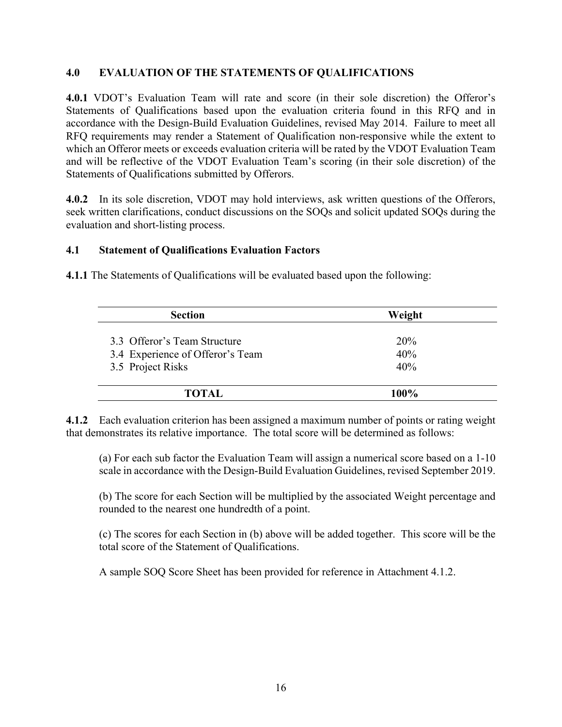## 4.0 EVALUATION OF THE STATEMENTS OF QUALIFICATIONS

**4.0.1** VDOT's Evaluation Team will rate and score (in their sole discretion) the Offeror's Statements of Qualifications based upon the evaluation criteria found in this RFQ and in accordance with the Design-Build Evaluation Guidelines, revised May 2014. Failure to meet all RFQ requirements may render a Statement of Qualification non-responsive while the extent to which an Offeror meets or exceeds evaluation criteria will be rated by the VDOT Evaluation Team and will be reflective of the VDOT Evaluation Team's scoring (in their sole discretion) of the Statements of Qualifications submitted by Offerors.

**4.0.2** In its sole discretion, VDOT may hold interviews, ask written questions of the Offerors, seek written clarifications, conduct discussions on the SOQs and solicit updated SOQs during the evaluation and short-listing process.

### 4.1 Statement of Qualifications Evaluation Factors

**4.1.1** The Statements of Qualifications will be evaluated based upon the following:

| Section | Weight |
|---|---|
| 3.3 Offeror's Team Structure | 20% |
| 3.4 Experience of Offeror's Team | 40% |
| 3.5 Project Risks | 40% |
| **TOTAL** | **100%** |

**4.1.2** Each evaluation criterion has been assigned a maximum number of points or rating weight that demonstrates its relative importance. The total score will be determined as follows:

(a) For each sub factor the Evaluation Team will assign a numerical score based on a 1-10 scale in accordance with the Design-Build Evaluation Guidelines, revised September 2019.

(b) The score for each Section will be multiplied by the associated Weight percentage and rounded to the nearest one hundredth of a point.

(c) The scores for each Section in (b) above will be added together. This score will be the total score of the Statement of Qualifications.

A sample SOQ Score Sheet has been provided for reference in Attachment 4.1.2.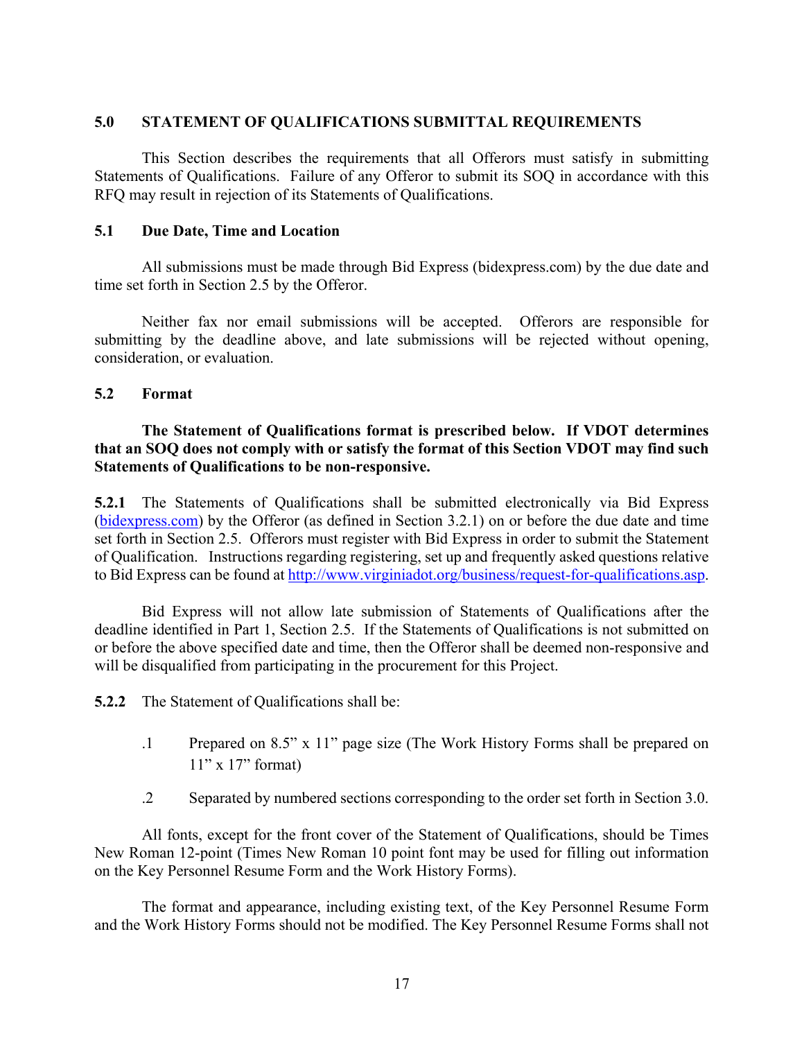## 5.0 STATEMENT OF QUALIFICATIONS SUBMITTAL REQUIREMENTS

This Section describes the requirements that all Offerors must satisfy in submitting Statements of Qualifications. Failure of any Offeror to submit its SOQ in accordance with this RFQ may result in rejection of its Statements of Qualifications.

### 5.1 Due Date, Time and Location

All submissions must be made through Bid Express (bidexpress.com) by the due date and time set forth in Section 2.5 by the Offeror.

Neither fax nor email submissions will be accepted. Offerors are responsible for submitting by the deadline above, and late submissions will be rejected without opening, consideration, or evaluation.

### 5.2 Format

**The Statement of Qualifications format is prescribed below. If VDOT determines that an SOQ does not comply with or satisfy the format of this Section VDOT may find such Statements of Qualifications to be non-responsive.**

**5.2.1** The Statements of Qualifications shall be submitted electronically via Bid Express (bidexpress.com) by the Offeror (as defined in Section 3.2.1) on or before the due date and time set forth in Section 2.5. Offerors must register with Bid Express in order to submit the Statement of Qualification. Instructions regarding registering, set up and frequently asked questions relative to Bid Express can be found at http://www.virginiadot.org/business/request-for-qualifications.asp.

Bid Express will not allow late submission of Statements of Qualifications after the deadline identified in Part 1, Section 2.5. If the Statements of Qualifications is not submitted on or before the above specified date and time, then the Offeror shall be deemed non-responsive and will be disqualified from participating in the procurement for this Project.

**5.2.2** The Statement of Qualifications shall be:

.1 Prepared on 8.5" x 11" page size (The Work History Forms shall be prepared on 11" x 17" format)

.2 Separated by numbered sections corresponding to the order set forth in Section 3.0.

All fonts, except for the front cover of the Statement of Qualifications, should be Times New Roman 12-point (Times New Roman 10 point font may be used for filling out information on the Key Personnel Resume Form and the Work History Forms).

The format and appearance, including existing text, of the Key Personnel Resume Form and the Work History Forms should not be modified. The Key Personnel Resume Forms shall not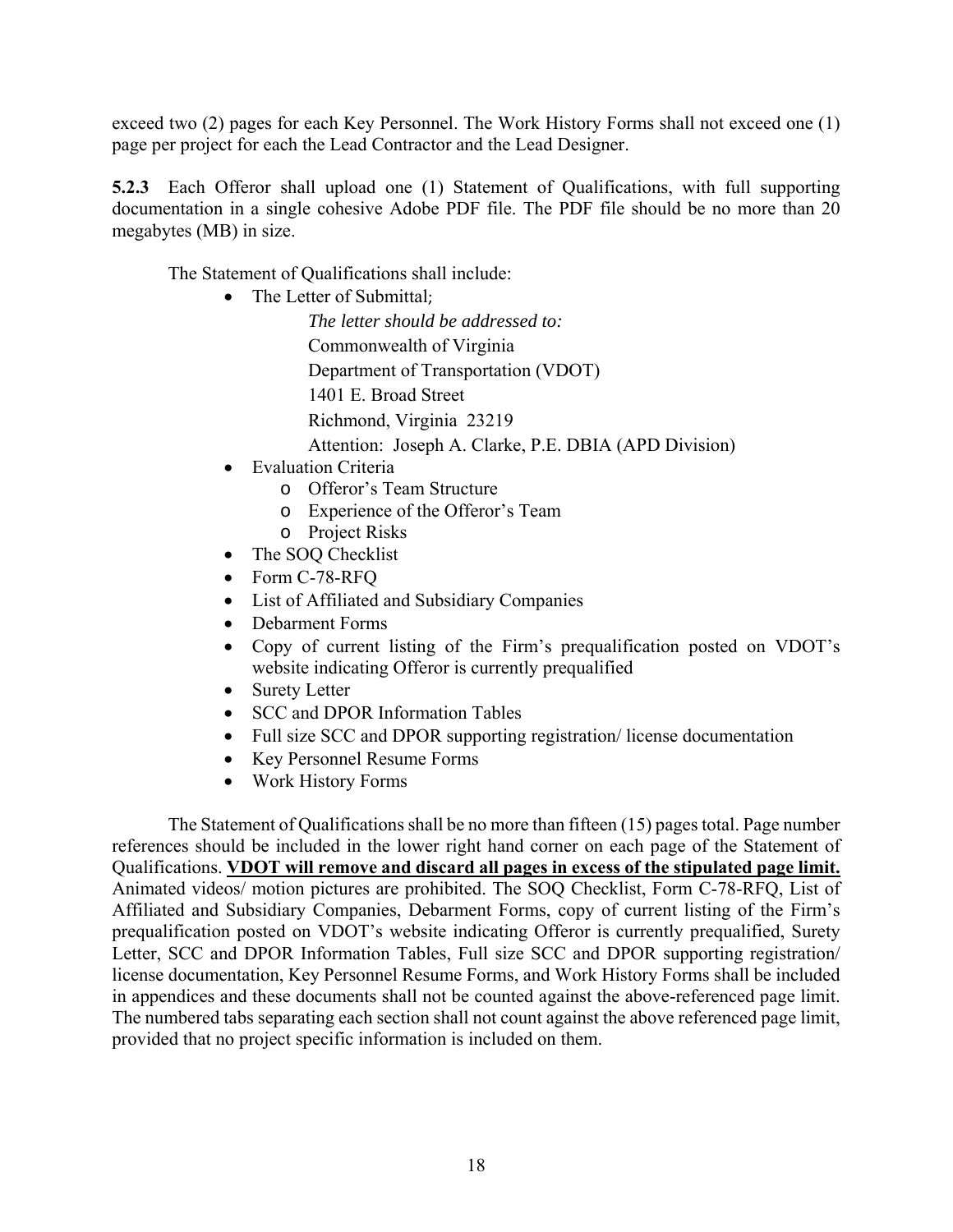exceed two (2) pages for each Key Personnel. The Work History Forms shall not exceed one (1) page per project for each the Lead Contractor and the Lead Designer.

**5.2.3** Each Offeror shall upload one (1) Statement of Qualifications, with full supporting documentation in a single cohesive Adobe PDF file. The PDF file should be no more than 20 megabytes (MB) in size.

The Statement of Qualifications shall include:

- The Letter of Submittal;

  *The letter should be addressed to:*
  Commonwealth of Virginia
  Department of Transportation (VDOT)
  1401 E. Broad Street
  Richmond, Virginia 23219
  Attention: Joseph A. Clarke, P.E. DBIA (APD Division)

- Evaluation Criteria
  - Offeror's Team Structure
  - Experience of the Offeror's Team
  - Project Risks
- The SOQ Checklist
- Form C-78-RFQ
- List of Affiliated and Subsidiary Companies
- Debarment Forms
- Copy of current listing of the Firm's prequalification posted on VDOT's website indicating Offeror is currently prequalified
- Surety Letter
- SCC and DPOR Information Tables
- Full size SCC and DPOR supporting registration/ license documentation
- Key Personnel Resume Forms
- Work History Forms

The Statement of Qualifications shall be no more than fifteen (15) pages total. Page number references should be included in the lower right hand corner on each page of the Statement of Qualifications. **VDOT will remove and discard all pages in excess of the stipulated page limit.** Animated videos/ motion pictures are prohibited. The SOQ Checklist, Form C-78-RFQ, List of Affiliated and Subsidiary Companies, Debarment Forms, copy of current listing of the Firm's prequalification posted on VDOT's website indicating Offeror is currently prequalified, Surety Letter, SCC and DPOR Information Tables, Full size SCC and DPOR supporting registration/ license documentation, Key Personnel Resume Forms, and Work History Forms shall be included in appendices and these documents shall not be counted against the above-referenced page limit. The numbered tabs separating each section shall not count against the above referenced page limit, provided that no project specific information is included on them.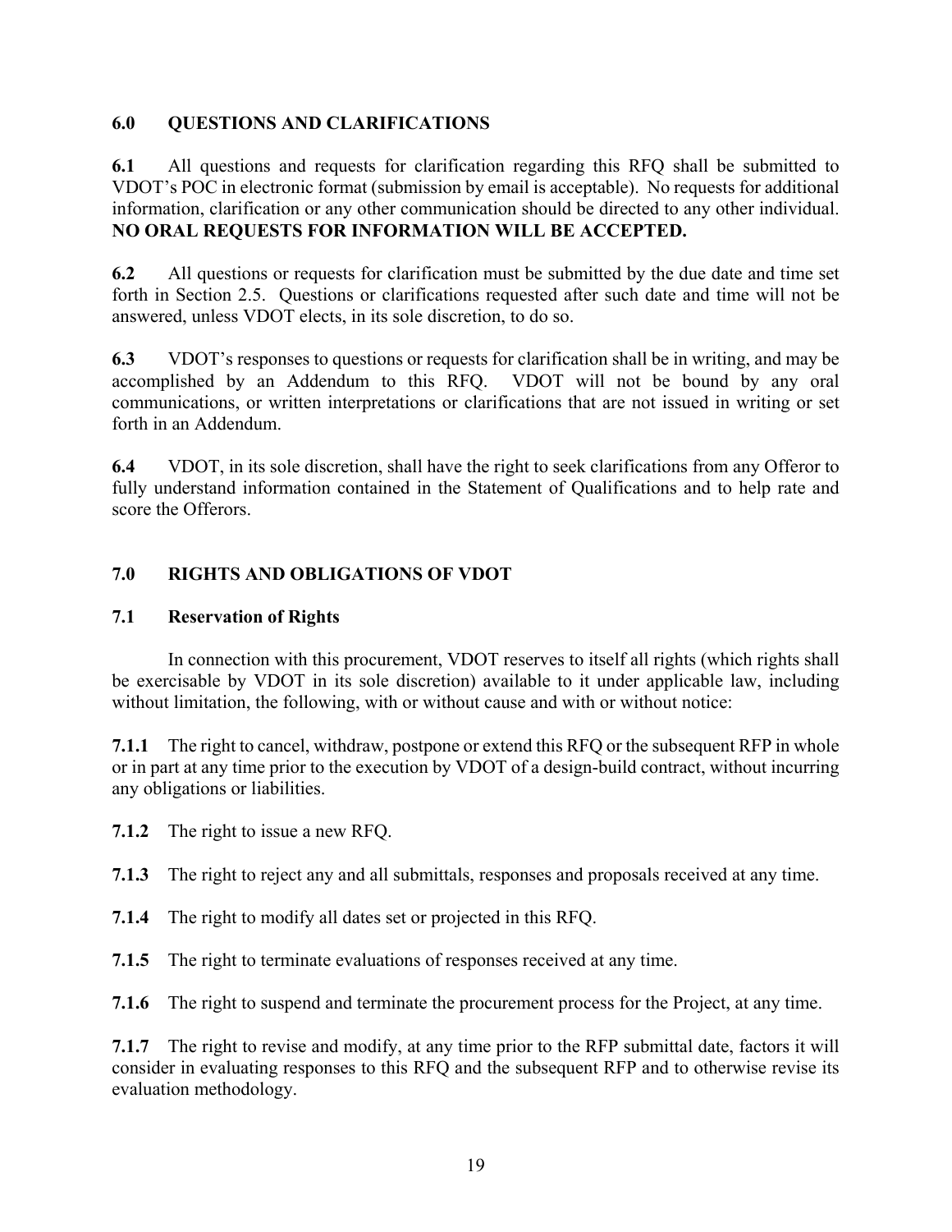## 6.0 QUESTIONS AND CLARIFICATIONS

**6.1** All questions and requests for clarification regarding this RFQ shall be submitted to VDOT's POC in electronic format (submission by email is acceptable). No requests for additional information, clarification or any other communication should be directed to any other individual. **NO ORAL REQUESTS FOR INFORMATION WILL BE ACCEPTED.**

**6.2** All questions or requests for clarification must be submitted by the due date and time set forth in Section 2.5. Questions or clarifications requested after such date and time will not be answered, unless VDOT elects, in its sole discretion, to do so.

**6.3** VDOT's responses to questions or requests for clarification shall be in writing, and may be accomplished by an Addendum to this RFQ. VDOT will not be bound by any oral communications, or written interpretations or clarifications that are not issued in writing or set forth in an Addendum.

**6.4** VDOT, in its sole discretion, shall have the right to seek clarifications from any Offeror to fully understand information contained in the Statement of Qualifications and to help rate and score the Offerors.

## 7.0 RIGHTS AND OBLIGATIONS OF VDOT

### 7.1 Reservation of Rights

In connection with this procurement, VDOT reserves to itself all rights (which rights shall be exercisable by VDOT in its sole discretion) available to it under applicable law, including without limitation, the following, with or without cause and with or without notice:

**7.1.1** The right to cancel, withdraw, postpone or extend this RFQ or the subsequent RFP in whole or in part at any time prior to the execution by VDOT of a design-build contract, without incurring any obligations or liabilities.

**7.1.2** The right to issue a new RFQ.

**7.1.3** The right to reject any and all submittals, responses and proposals received at any time.

**7.1.4** The right to modify all dates set or projected in this RFQ.

**7.1.5** The right to terminate evaluations of responses received at any time.

**7.1.6** The right to suspend and terminate the procurement process for the Project, at any time.

**7.1.7** The right to revise and modify, at any time prior to the RFP submittal date, factors it will consider in evaluating responses to this RFQ and the subsequent RFP and to otherwise revise its evaluation methodology.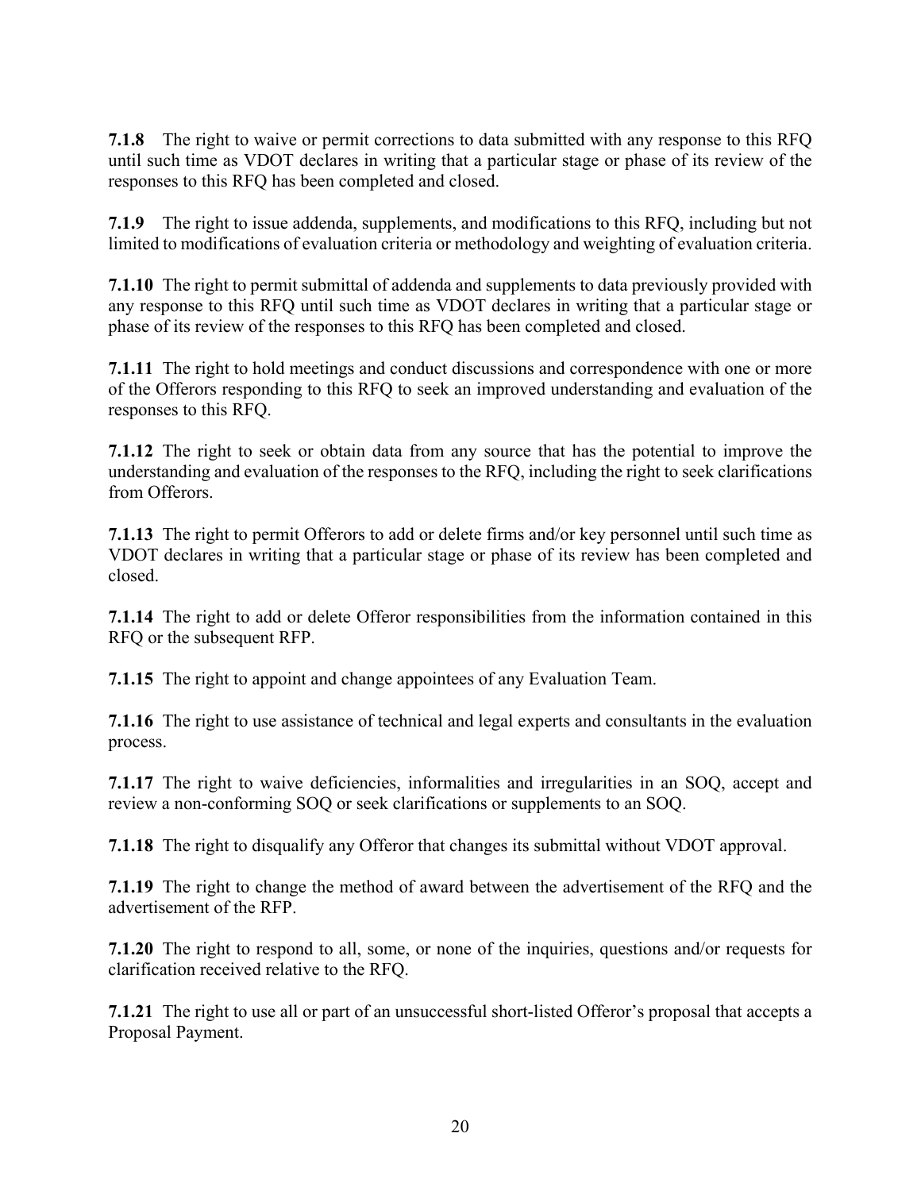**7.1.8** The right to waive or permit corrections to data submitted with any response to this RFQ until such time as VDOT declares in writing that a particular stage or phase of its review of the responses to this RFQ has been completed and closed.

**7.1.9** The right to issue addenda, supplements, and modifications to this RFQ, including but not limited to modifications of evaluation criteria or methodology and weighting of evaluation criteria.

**7.1.10** The right to permit submittal of addenda and supplements to data previously provided with any response to this RFQ until such time as VDOT declares in writing that a particular stage or phase of its review of the responses to this RFQ has been completed and closed.

**7.1.11** The right to hold meetings and conduct discussions and correspondence with one or more of the Offerors responding to this RFQ to seek an improved understanding and evaluation of the responses to this RFQ.

**7.1.12** The right to seek or obtain data from any source that has the potential to improve the understanding and evaluation of the responses to the RFQ, including the right to seek clarifications from Offerors.

**7.1.13** The right to permit Offerors to add or delete firms and/or key personnel until such time as VDOT declares in writing that a particular stage or phase of its review has been completed and closed.

**7.1.14** The right to add or delete Offeror responsibilities from the information contained in this RFQ or the subsequent RFP.

**7.1.15** The right to appoint and change appointees of any Evaluation Team.

**7.1.16** The right to use assistance of technical and legal experts and consultants in the evaluation process.

**7.1.17** The right to waive deficiencies, informalities and irregularities in an SOQ, accept and review a non-conforming SOQ or seek clarifications or supplements to an SOQ.

**7.1.18** The right to disqualify any Offeror that changes its submittal without VDOT approval.

**7.1.19** The right to change the method of award between the advertisement of the RFQ and the advertisement of the RFP.

**7.1.20** The right to respond to all, some, or none of the inquiries, questions and/or requests for clarification received relative to the RFQ.

**7.1.21** The right to use all or part of an unsuccessful short-listed Offeror's proposal that accepts a Proposal Payment.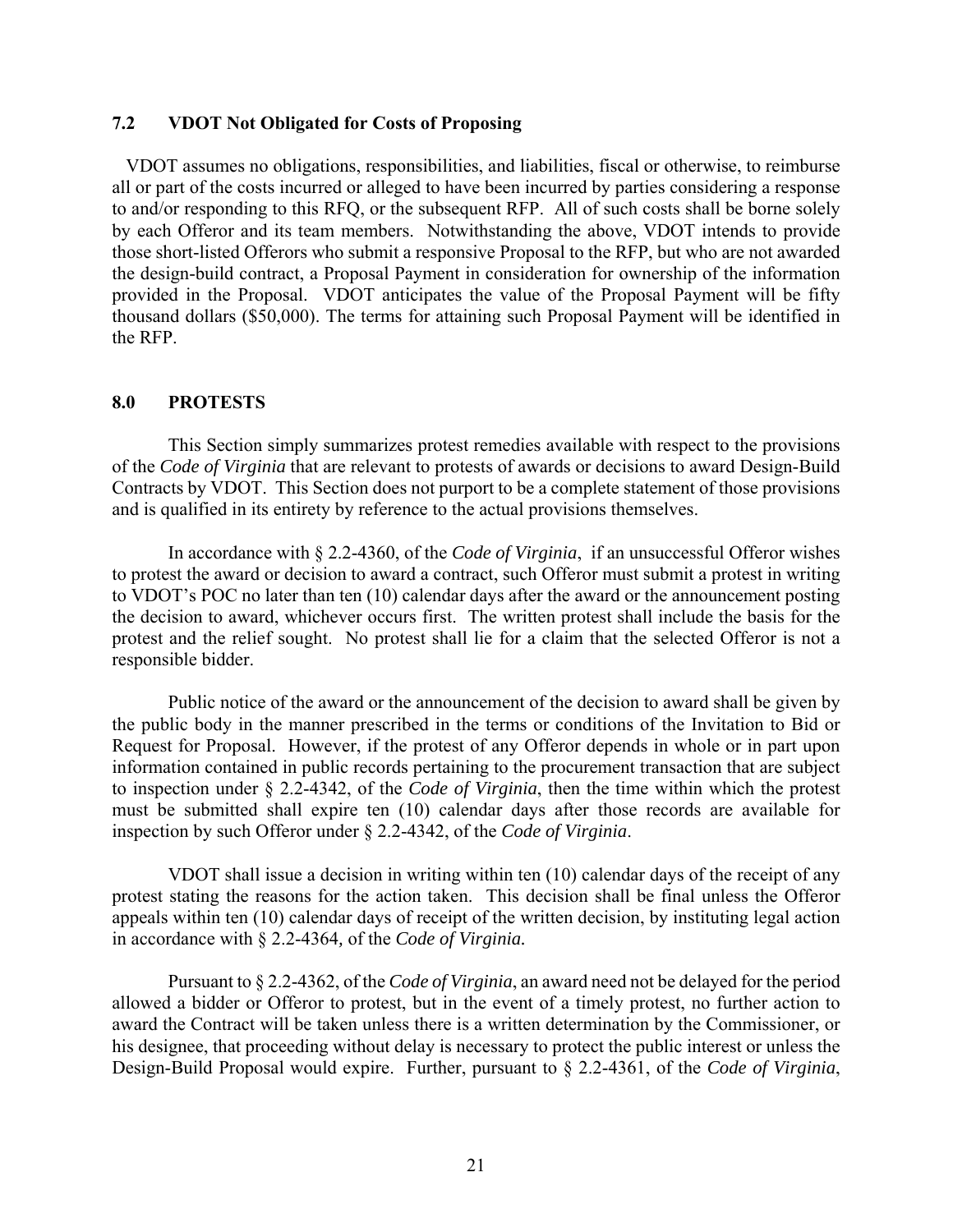### 7.2 VDOT Not Obligated for Costs of Proposing

VDOT assumes no obligations, responsibilities, and liabilities, fiscal or otherwise, to reimburse all or part of the costs incurred or alleged to have been incurred by parties considering a response to and/or responding to this RFQ, or the subsequent RFP. All of such costs shall be borne solely by each Offeror and its team members. Notwithstanding the above, VDOT intends to provide those short-listed Offerors who submit a responsive Proposal to the RFP, but who are not awarded the design-build contract, a Proposal Payment in consideration for ownership of the information provided in the Proposal. VDOT anticipates the value of the Proposal Payment will be fifty thousand dollars ($50,000). The terms for attaining such Proposal Payment will be identified in the RFP.

## 8.0 PROTESTS

This Section simply summarizes protest remedies available with respect to the provisions of the *Code of Virginia* that are relevant to protests of awards or decisions to award Design-Build Contracts by VDOT. This Section does not purport to be a complete statement of those provisions and is qualified in its entirety by reference to the actual provisions themselves.

In accordance with § 2.2-4360, of the *Code of Virginia*, if an unsuccessful Offeror wishes to protest the award or decision to award a contract, such Offeror must submit a protest in writing to VDOT's POC no later than ten (10) calendar days after the award or the announcement posting the decision to award, whichever occurs first. The written protest shall include the basis for the protest and the relief sought. No protest shall lie for a claim that the selected Offeror is not a responsible bidder.

Public notice of the award or the announcement of the decision to award shall be given by the public body in the manner prescribed in the terms or conditions of the Invitation to Bid or Request for Proposal. However, if the protest of any Offeror depends in whole or in part upon information contained in public records pertaining to the procurement transaction that are subject to inspection under § 2.2-4342, of the *Code of Virginia*, then the time within which the protest must be submitted shall expire ten (10) calendar days after those records are available for inspection by such Offeror under § 2.2-4342, of the *Code of Virginia*.

VDOT shall issue a decision in writing within ten (10) calendar days of the receipt of any protest stating the reasons for the action taken. This decision shall be final unless the Offeror appeals within ten (10) calendar days of receipt of the written decision, by instituting legal action in accordance with § 2.2-4364, of the *Code of Virginia.*

Pursuant to § 2.2-4362, of the *Code of Virginia*, an award need not be delayed for the period allowed a bidder or Offeror to protest, but in the event of a timely protest, no further action to award the Contract will be taken unless there is a written determination by the Commissioner, or his designee, that proceeding without delay is necessary to protect the public interest or unless the Design-Build Proposal would expire. Further, pursuant to § 2.2-4361, of the *Code of Virginia*,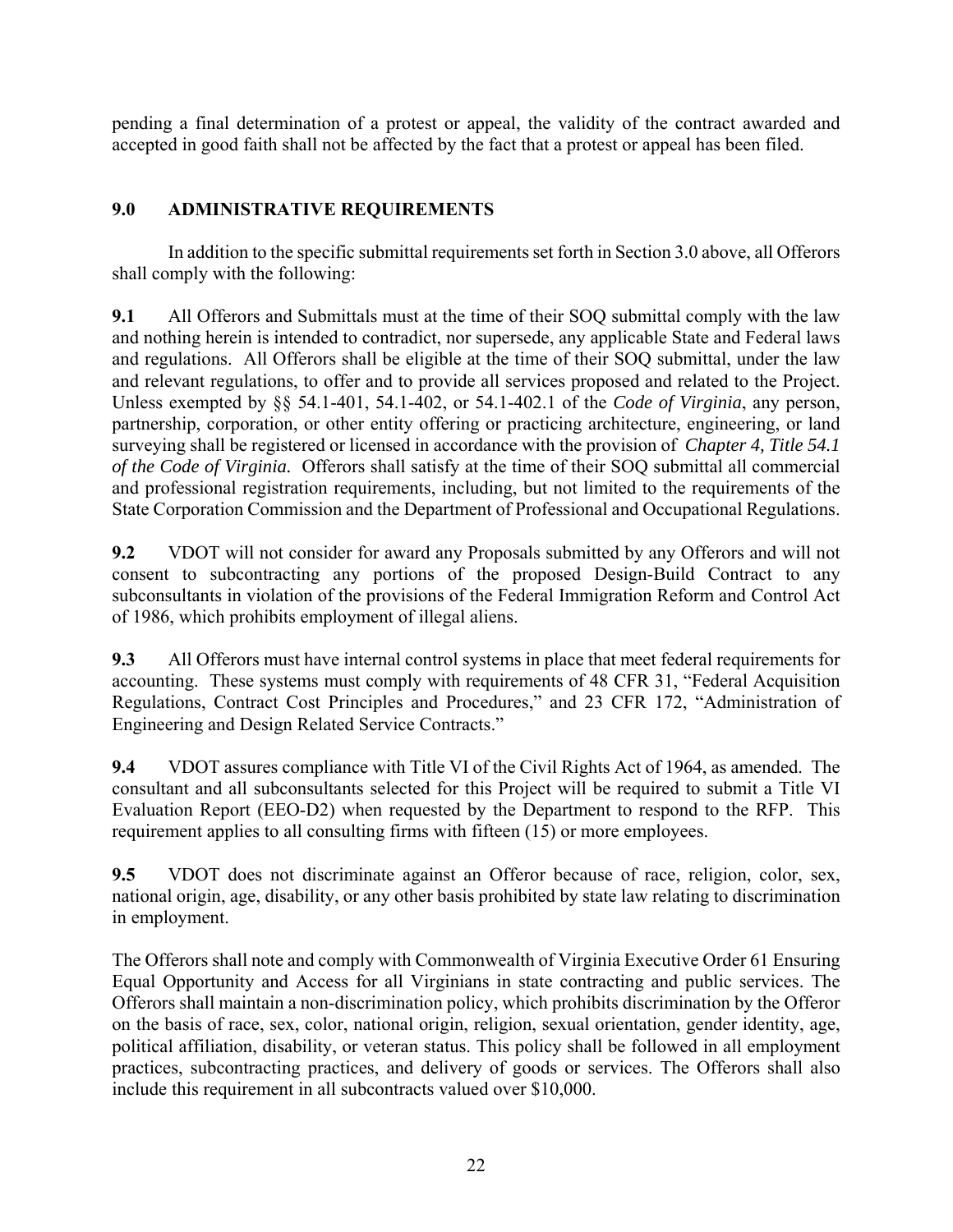pending a final determination of a protest or appeal, the validity of the contract awarded and accepted in good faith shall not be affected by the fact that a protest or appeal has been filed.

## 9.0 ADMINISTRATIVE REQUIREMENTS

In addition to the specific submittal requirements set forth in Section 3.0 above, all Offerors shall comply with the following:

**9.1** All Offerors and Submittals must at the time of their SOQ submittal comply with the law and nothing herein is intended to contradict, nor supersede, any applicable State and Federal laws and regulations. All Offerors shall be eligible at the time of their SOQ submittal, under the law and relevant regulations, to offer and to provide all services proposed and related to the Project. Unless exempted by §§ 54.1-401, 54.1-402, or 54.1-402.1 of the *Code of Virginia*, any person, partnership, corporation, or other entity offering or practicing architecture, engineering, or land surveying shall be registered or licensed in accordance with the provision of *Chapter 4, Title 54.1 of the Code of Virginia.* Offerors shall satisfy at the time of their SOQ submittal all commercial and professional registration requirements, including, but not limited to the requirements of the State Corporation Commission and the Department of Professional and Occupational Regulations.

**9.2** VDOT will not consider for award any Proposals submitted by any Offerors and will not consent to subcontracting any portions of the proposed Design-Build Contract to any subconsultants in violation of the provisions of the Federal Immigration Reform and Control Act of 1986, which prohibits employment of illegal aliens.

**9.3** All Offerors must have internal control systems in place that meet federal requirements for accounting. These systems must comply with requirements of 48 CFR 31, "Federal Acquisition Regulations, Contract Cost Principles and Procedures," and 23 CFR 172, "Administration of Engineering and Design Related Service Contracts."

**9.4** VDOT assures compliance with Title VI of the Civil Rights Act of 1964, as amended. The consultant and all subconsultants selected for this Project will be required to submit a Title VI Evaluation Report (EEO-D2) when requested by the Department to respond to the RFP. This requirement applies to all consulting firms with fifteen (15) or more employees.

**9.5** VDOT does not discriminate against an Offeror because of race, religion, color, sex, national origin, age, disability, or any other basis prohibited by state law relating to discrimination in employment.

The Offerors shall note and comply with Commonwealth of Virginia Executive Order 61 Ensuring Equal Opportunity and Access for all Virginians in state contracting and public services. The Offerors shall maintain a non-discrimination policy, which prohibits discrimination by the Offeror on the basis of race, sex, color, national origin, religion, sexual orientation, gender identity, age, political affiliation, disability, or veteran status. This policy shall be followed in all employment practices, subcontracting practices, and delivery of goods or services. The Offerors shall also include this requirement in all subcontracts valued over $10,000.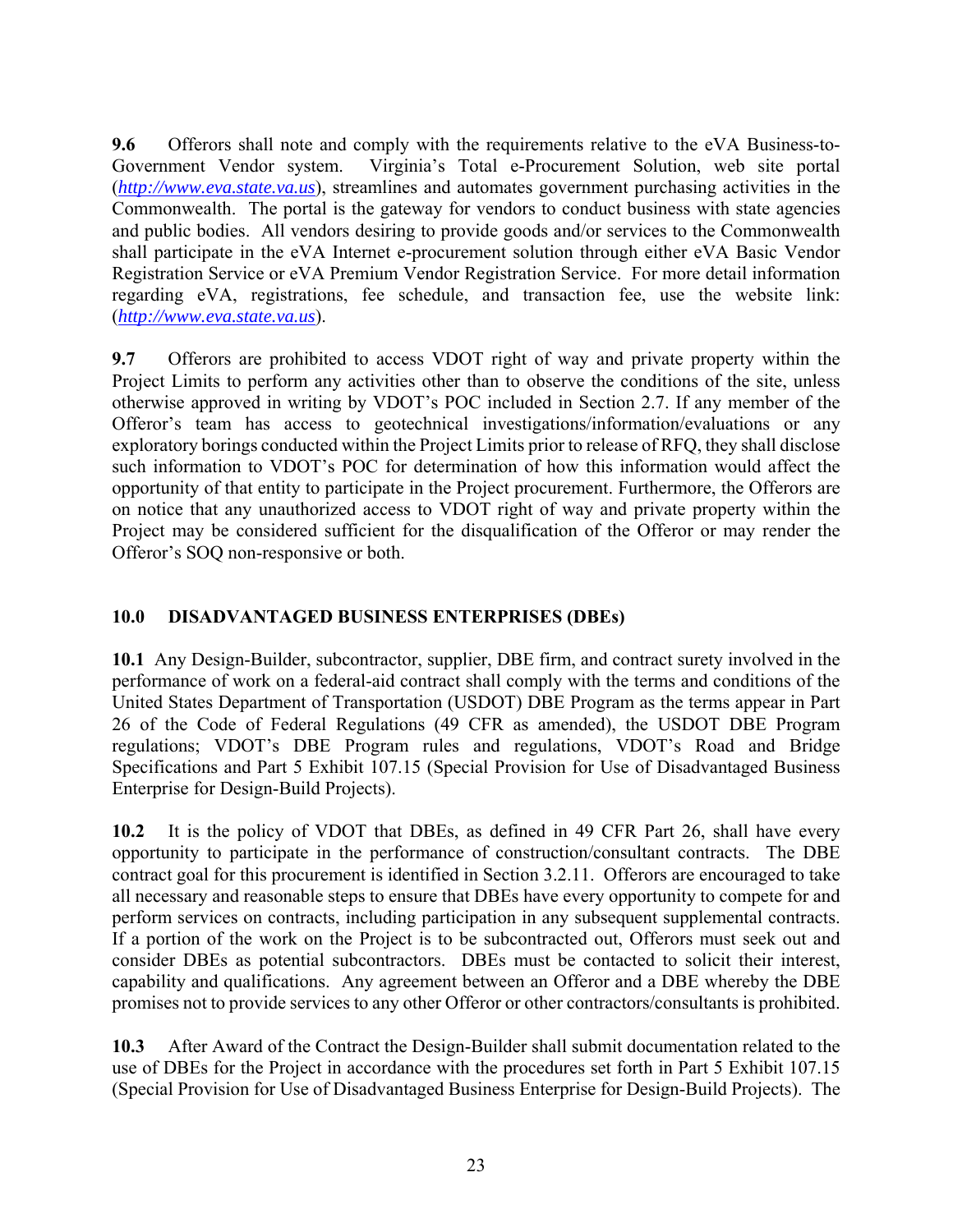**9.6** Offerors shall note and comply with the requirements relative to the eVA Business-to-Government Vendor system. Virginia's Total e-Procurement Solution, web site portal (*http://www.eva.state.va.us*), streamlines and automates government purchasing activities in the Commonwealth. The portal is the gateway for vendors to conduct business with state agencies and public bodies. All vendors desiring to provide goods and/or services to the Commonwealth shall participate in the eVA Internet e-procurement solution through either eVA Basic Vendor Registration Service or eVA Premium Vendor Registration Service. For more detail information regarding eVA, registrations, fee schedule, and transaction fee, use the website link: (*http://www.eva.state.va.us*).

**9.7** Offerors are prohibited to access VDOT right of way and private property within the Project Limits to perform any activities other than to observe the conditions of the site, unless otherwise approved in writing by VDOT's POC included in Section 2.7. If any member of the Offeror's team has access to geotechnical investigations/information/evaluations or any exploratory borings conducted within the Project Limits prior to release of RFQ, they shall disclose such information to VDOT's POC for determination of how this information would affect the opportunity of that entity to participate in the Project procurement. Furthermore, the Offerors are on notice that any unauthorized access to VDOT right of way and private property within the Project may be considered sufficient for the disqualification of the Offeror or may render the Offeror's SOQ non-responsive or both.

## 10.0 DISADVANTAGED BUSINESS ENTERPRISES (DBEs)

**10.1** Any Design-Builder, subcontractor, supplier, DBE firm, and contract surety involved in the performance of work on a federal-aid contract shall comply with the terms and conditions of the United States Department of Transportation (USDOT) DBE Program as the terms appear in Part 26 of the Code of Federal Regulations (49 CFR as amended), the USDOT DBE Program regulations; VDOT's DBE Program rules and regulations, VDOT's Road and Bridge Specifications and Part 5 Exhibit 107.15 (Special Provision for Use of Disadvantaged Business Enterprise for Design-Build Projects).

**10.2** It is the policy of VDOT that DBEs, as defined in 49 CFR Part 26, shall have every opportunity to participate in the performance of construction/consultant contracts. The DBE contract goal for this procurement is identified in Section 3.2.11. Offerors are encouraged to take all necessary and reasonable steps to ensure that DBEs have every opportunity to compete for and perform services on contracts, including participation in any subsequent supplemental contracts. If a portion of the work on the Project is to be subcontracted out, Offerors must seek out and consider DBEs as potential subcontractors. DBEs must be contacted to solicit their interest, capability and qualifications. Any agreement between an Offeror and a DBE whereby the DBE promises not to provide services to any other Offeror or other contractors/consultants is prohibited.

**10.3** After Award of the Contract the Design-Builder shall submit documentation related to the use of DBEs for the Project in accordance with the procedures set forth in Part 5 Exhibit 107.15 (Special Provision for Use of Disadvantaged Business Enterprise for Design-Build Projects). The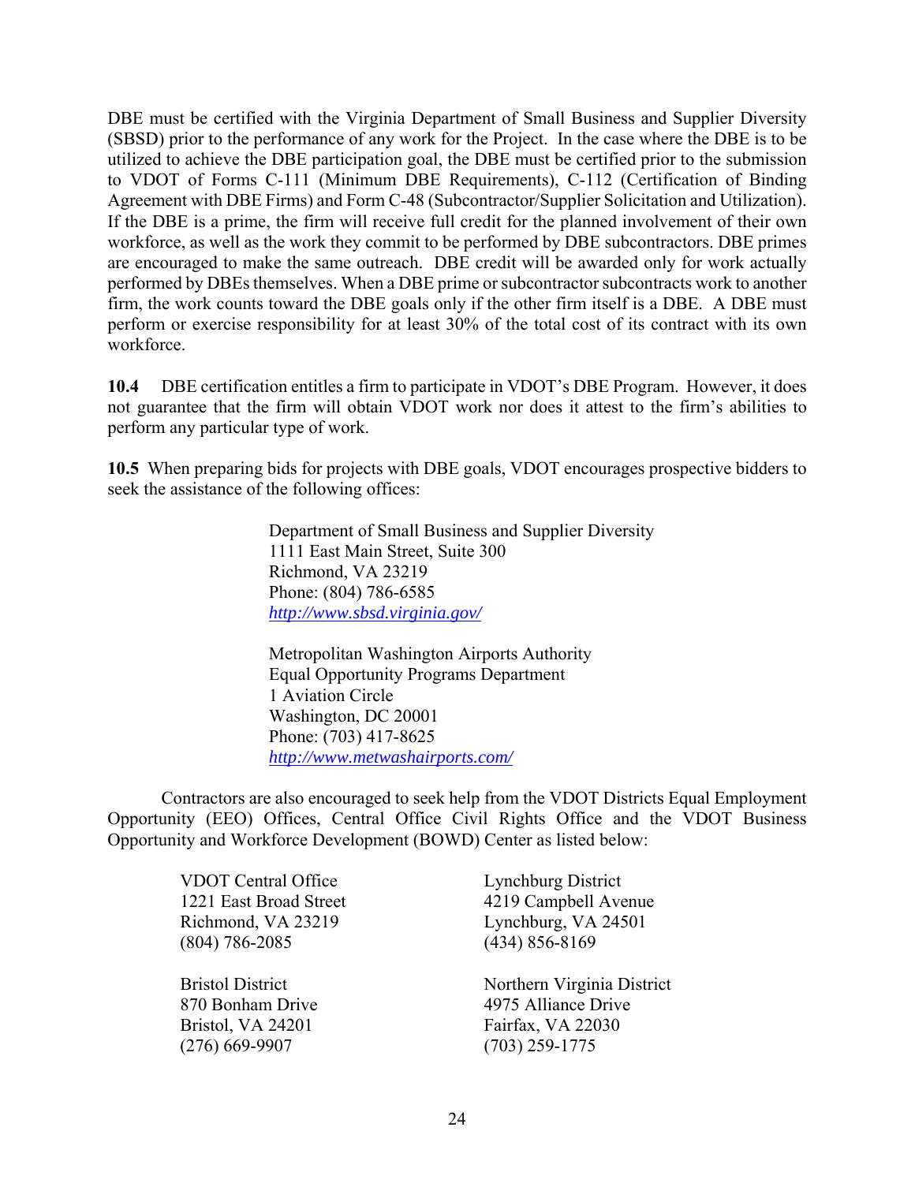DBE must be certified with the Virginia Department of Small Business and Supplier Diversity (SBSD) prior to the performance of any work for the Project. In the case where the DBE is to be utilized to achieve the DBE participation goal, the DBE must be certified prior to the submission to VDOT of Forms C-111 (Minimum DBE Requirements), C-112 (Certification of Binding Agreement with DBE Firms) and Form C-48 (Subcontractor/Supplier Solicitation and Utilization). If the DBE is a prime, the firm will receive full credit for the planned involvement of their own workforce, as well as the work they commit to be performed by DBE subcontractors. DBE primes are encouraged to make the same outreach. DBE credit will be awarded only for work actually performed by DBEs themselves. When a DBE prime or subcontractor subcontracts work to another firm, the work counts toward the DBE goals only if the other firm itself is a DBE. A DBE must perform or exercise responsibility for at least 30% of the total cost of its contract with its own workforce.

**10.4** DBE certification entitles a firm to participate in VDOT's DBE Program. However, it does not guarantee that the firm will obtain VDOT work nor does it attest to the firm's abilities to perform any particular type of work.

**10.5** When preparing bids for projects with DBE goals, VDOT encourages prospective bidders to seek the assistance of the following offices:

Department of Small Business and Supplier Diversity
1111 East Main Street, Suite 300
Richmond, VA 23219
Phone: (804) 786-6585
*http://www.sbsd.virginia.gov/*

Metropolitan Washington Airports Authority
Equal Opportunity Programs Department
1 Aviation Circle
Washington, DC 20001
Phone: (703) 417-8625
*http://www.metwashairports.com/*

Contractors are also encouraged to seek help from the VDOT Districts Equal Employment Opportunity (EEO) Offices, Central Office Civil Rights Office and the VDOT Business Opportunity and Workforce Development (BOWD) Center as listed below:

VDOT Central Office
1221 East Broad Street
Richmond, VA 23219
(804) 786-2085

Lynchburg District
4219 Campbell Avenue
Lynchburg, VA 24501
(434) 856-8169

Bristol District
870 Bonham Drive
Bristol, VA 24201
(276) 669-9907

Northern Virginia District
4975 Alliance Drive
Fairfax, VA 22030
(703) 259-1775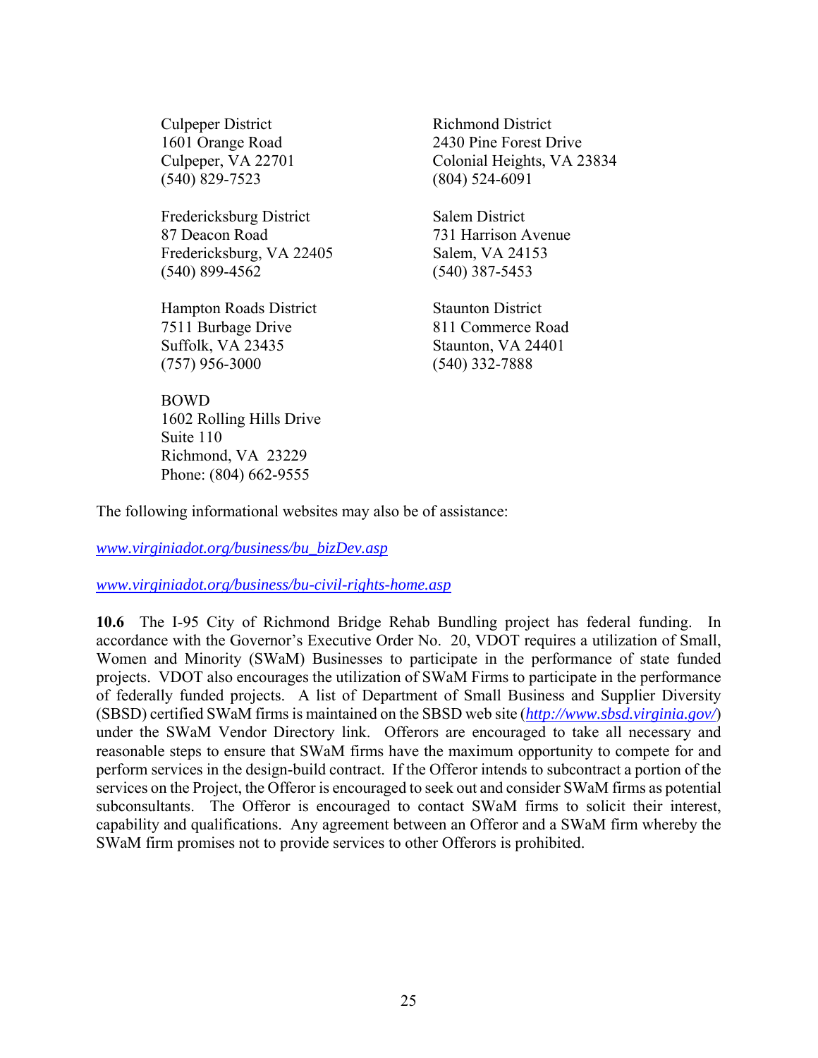Culpeper District
1601 Orange Road
Culpeper, VA 22701
(540) 829-7523

Fredericksburg District
87 Deacon Road
Fredericksburg, VA 22405
(540) 899-4562

Hampton Roads District
7511 Burbage Drive
Suffolk, VA 23435
(757) 956-3000

BOWD
1602 Rolling Hills Drive
Suite 110
Richmond, VA 23229
Phone: (804) 662-9555

Richmond District
2430 Pine Forest Drive
Colonial Heights, VA 23834
(804) 524-6091

Salem District
731 Harrison Avenue
Salem, VA 24153
(540) 387-5453

Staunton District
811 Commerce Road
Staunton, VA 24401
(540) 332-7888

The following informational websites may also be of assistance:

*www.virginiadot.org/business/bu_bizDev.asp*

*www.virginiadot.org/business/bu-civil-rights-home.asp*

**10.6** The I-95 City of Richmond Bridge Rehab Bundling project has federal funding. In accordance with the Governor's Executive Order No. 20, VDOT requires a utilization of Small, Women and Minority (SWaM) Businesses to participate in the performance of state funded projects. VDOT also encourages the utilization of SWaM Firms to participate in the performance of federally funded projects. A list of Department of Small Business and Supplier Diversity (SBSD) certified SWaM firms is maintained on the SBSD web site (*http://www.sbsd.virginia.gov/*) under the SWaM Vendor Directory link. Offerors are encouraged to take all necessary and reasonable steps to ensure that SWaM firms have the maximum opportunity to compete for and perform services in the design-build contract. If the Offeror intends to subcontract a portion of the services on the Project, the Offeror is encouraged to seek out and consider SWaM firms as potential subconsultants. The Offeror is encouraged to contact SWaM firms to solicit their interest, capability and qualifications. Any agreement between an Offeror and a SWaM firm whereby the SWaM firm promises not to provide services to other Offerors is prohibited.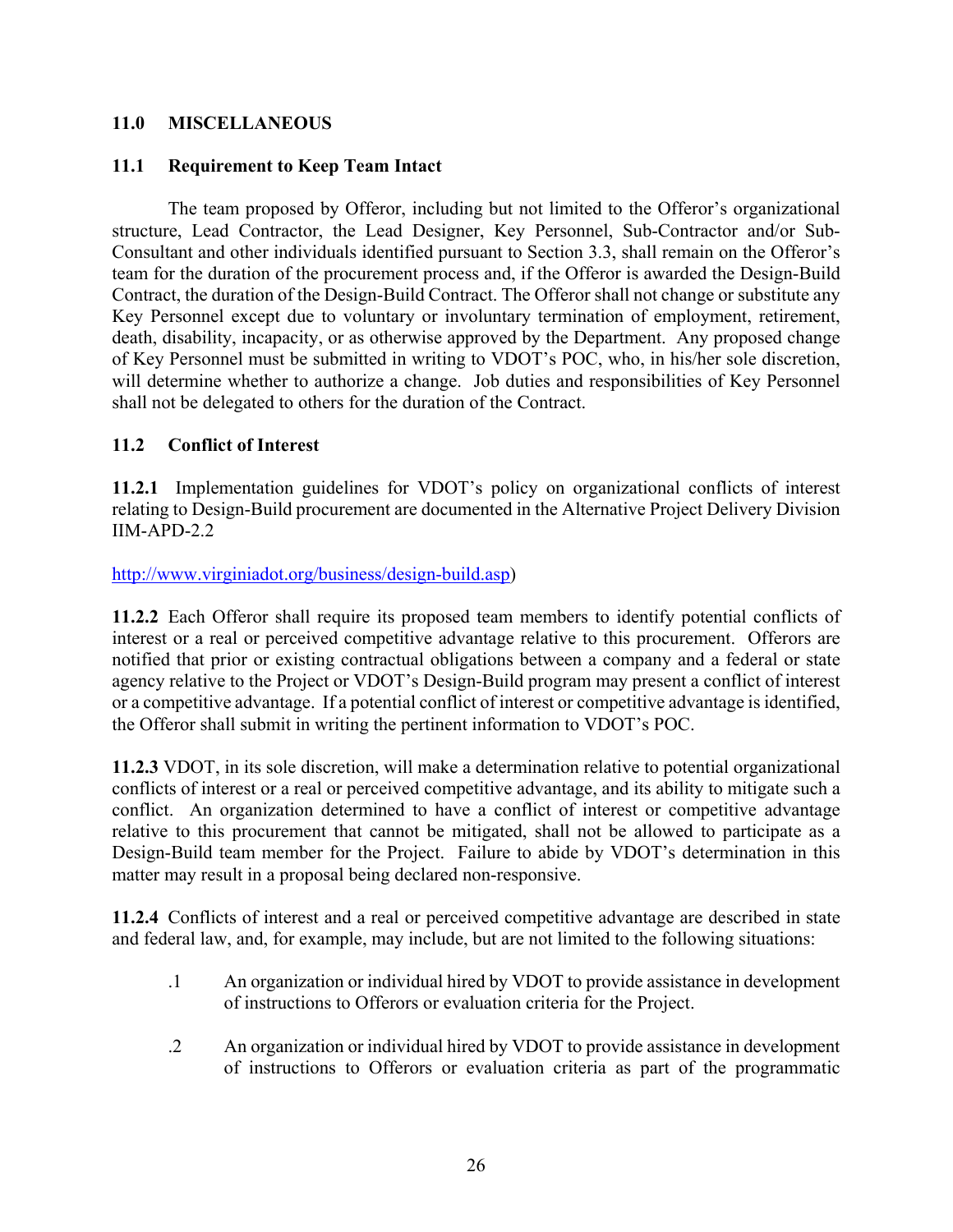## 11.0 MISCELLANEOUS

### 11.1 Requirement to Keep Team Intact

The team proposed by Offeror, including but not limited to the Offeror's organizational structure, Lead Contractor, the Lead Designer, Key Personnel, Sub-Contractor and/or Sub-Consultant and other individuals identified pursuant to Section 3.3, shall remain on the Offeror's team for the duration of the procurement process and, if the Offeror is awarded the Design-Build Contract, the duration of the Design-Build Contract. The Offeror shall not change or substitute any Key Personnel except due to voluntary or involuntary termination of employment, retirement, death, disability, incapacity, or as otherwise approved by the Department. Any proposed change of Key Personnel must be submitted in writing to VDOT's POC, who, in his/her sole discretion, will determine whether to authorize a change. Job duties and responsibilities of Key Personnel shall not be delegated to others for the duration of the Contract.

### 11.2 Conflict of Interest

**11.2.1** Implementation guidelines for VDOT's policy on organizational conflicts of interest relating to Design-Build procurement are documented in the Alternative Project Delivery Division IIM-APD-2.2

http://www.virginiadot.org/business/design-build.asp)

**11.2.2** Each Offeror shall require its proposed team members to identify potential conflicts of interest or a real or perceived competitive advantage relative to this procurement. Offerors are notified that prior or existing contractual obligations between a company and a federal or state agency relative to the Project or VDOT's Design-Build program may present a conflict of interest or a competitive advantage. If a potential conflict of interest or competitive advantage is identified, the Offeror shall submit in writing the pertinent information to VDOT's POC.

**11.2.3** VDOT, in its sole discretion, will make a determination relative to potential organizational conflicts of interest or a real or perceived competitive advantage, and its ability to mitigate such a conflict. An organization determined to have a conflict of interest or competitive advantage relative to this procurement that cannot be mitigated, shall not be allowed to participate as a Design-Build team member for the Project. Failure to abide by VDOT's determination in this matter may result in a proposal being declared non-responsive.

**11.2.4** Conflicts of interest and a real or perceived competitive advantage are described in state and federal law, and, for example, may include, but are not limited to the following situations:

.1 An organization or individual hired by VDOT to provide assistance in development of instructions to Offerors or evaluation criteria for the Project.

.2 An organization or individual hired by VDOT to provide assistance in development of instructions to Offerors or evaluation criteria as part of the programmatic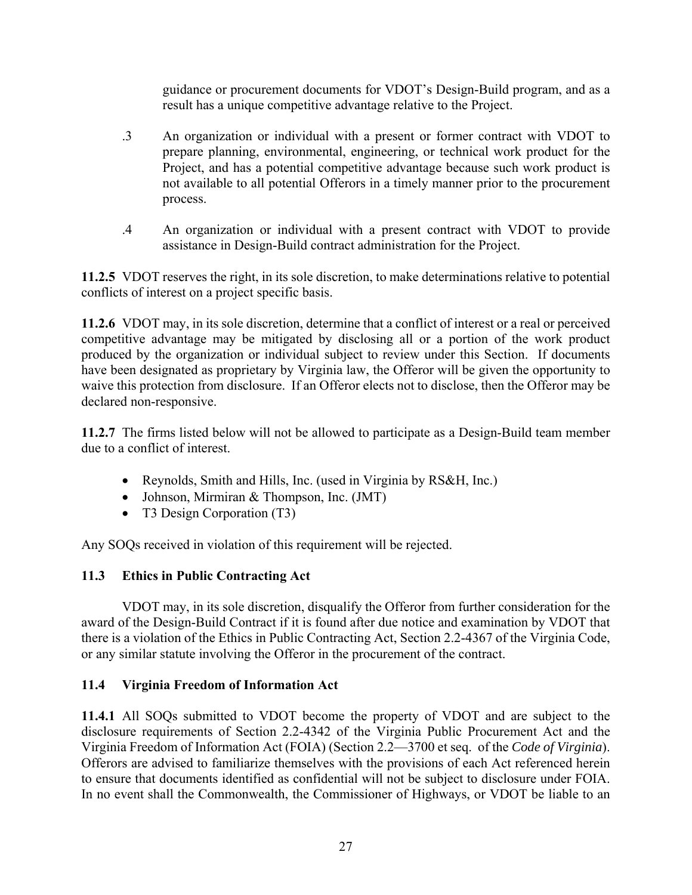guidance or procurement documents for VDOT's Design-Build program, and as a result has a unique competitive advantage relative to the Project.

.3 An organization or individual with a present or former contract with VDOT to prepare planning, environmental, engineering, or technical work product for the Project, and has a potential competitive advantage because such work product is not available to all potential Offerors in a timely manner prior to the procurement process.

.4 An organization or individual with a present contract with VDOT to provide assistance in Design-Build contract administration for the Project.

**11.2.5** VDOT reserves the right, in its sole discretion, to make determinations relative to potential conflicts of interest on a project specific basis.

**11.2.6** VDOT may, in its sole discretion, determine that a conflict of interest or a real or perceived competitive advantage may be mitigated by disclosing all or a portion of the work product produced by the organization or individual subject to review under this Section. If documents have been designated as proprietary by Virginia law, the Offeror will be given the opportunity to waive this protection from disclosure. If an Offeror elects not to disclose, then the Offeror may be declared non-responsive.

**11.2.7** The firms listed below will not be allowed to participate as a Design-Build team member due to a conflict of interest.

- Reynolds, Smith and Hills, Inc. (used in Virginia by RS&H, Inc.)
- Johnson, Mirmiran & Thompson, Inc. (JMT)
- T3 Design Corporation (T3)

Any SOQs received in violation of this requirement will be rejected.

### 11.3 Ethics in Public Contracting Act

VDOT may, in its sole discretion, disqualify the Offeror from further consideration for the award of the Design-Build Contract if it is found after due notice and examination by VDOT that there is a violation of the Ethics in Public Contracting Act, Section 2.2-4367 of the Virginia Code, or any similar statute involving the Offeror in the procurement of the contract.

### 11.4 Virginia Freedom of Information Act

**11.4.1** All SOQs submitted to VDOT become the property of VDOT and are subject to the disclosure requirements of Section 2.2-4342 of the Virginia Public Procurement Act and the Virginia Freedom of Information Act (FOIA) (Section 2.2—3700 et seq. of the *Code of Virginia*). Offerors are advised to familiarize themselves with the provisions of each Act referenced herein to ensure that documents identified as confidential will not be subject to disclosure under FOIA. In no event shall the Commonwealth, the Commissioner of Highways, or VDOT be liable to an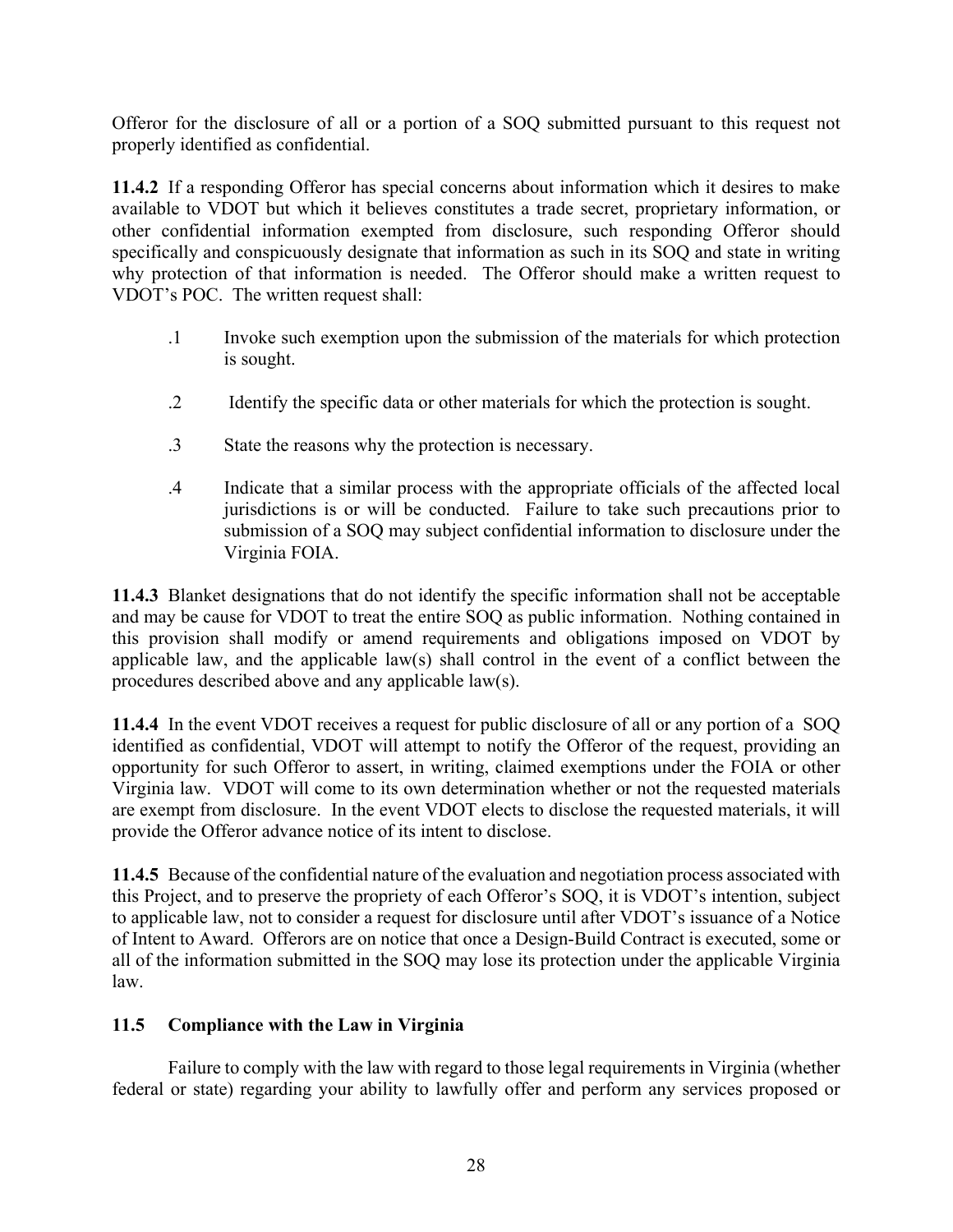Offeror for the disclosure of all or a portion of a SOQ submitted pursuant to this request not properly identified as confidential.

**11.4.2** If a responding Offeror has special concerns about information which it desires to make available to VDOT but which it believes constitutes a trade secret, proprietary information, or other confidential information exempted from disclosure, such responding Offeror should specifically and conspicuously designate that information as such in its SOQ and state in writing why protection of that information is needed. The Offeror should make a written request to VDOT's POC. The written request shall:

.1 Invoke such exemption upon the submission of the materials for which protection is sought.

.2 Identify the specific data or other materials for which the protection is sought.

.3 State the reasons why the protection is necessary.

.4 Indicate that a similar process with the appropriate officials of the affected local jurisdictions is or will be conducted. Failure to take such precautions prior to submission of a SOQ may subject confidential information to disclosure under the Virginia FOIA.

**11.4.3** Blanket designations that do not identify the specific information shall not be acceptable and may be cause for VDOT to treat the entire SOQ as public information. Nothing contained in this provision shall modify or amend requirements and obligations imposed on VDOT by applicable law, and the applicable law(s) shall control in the event of a conflict between the procedures described above and any applicable law(s).

**11.4.4** In the event VDOT receives a request for public disclosure of all or any portion of a SOQ identified as confidential, VDOT will attempt to notify the Offeror of the request, providing an opportunity for such Offeror to assert, in writing, claimed exemptions under the FOIA or other Virginia law. VDOT will come to its own determination whether or not the requested materials are exempt from disclosure. In the event VDOT elects to disclose the requested materials, it will provide the Offeror advance notice of its intent to disclose.

**11.4.5** Because of the confidential nature of the evaluation and negotiation process associated with this Project, and to preserve the propriety of each Offeror's SOQ, it is VDOT's intention, subject to applicable law, not to consider a request for disclosure until after VDOT's issuance of a Notice of Intent to Award. Offerors are on notice that once a Design-Build Contract is executed, some or all of the information submitted in the SOQ may lose its protection under the applicable Virginia law.

### 11.5 Compliance with the Law in Virginia

Failure to comply with the law with regard to those legal requirements in Virginia (whether federal or state) regarding your ability to lawfully offer and perform any services proposed or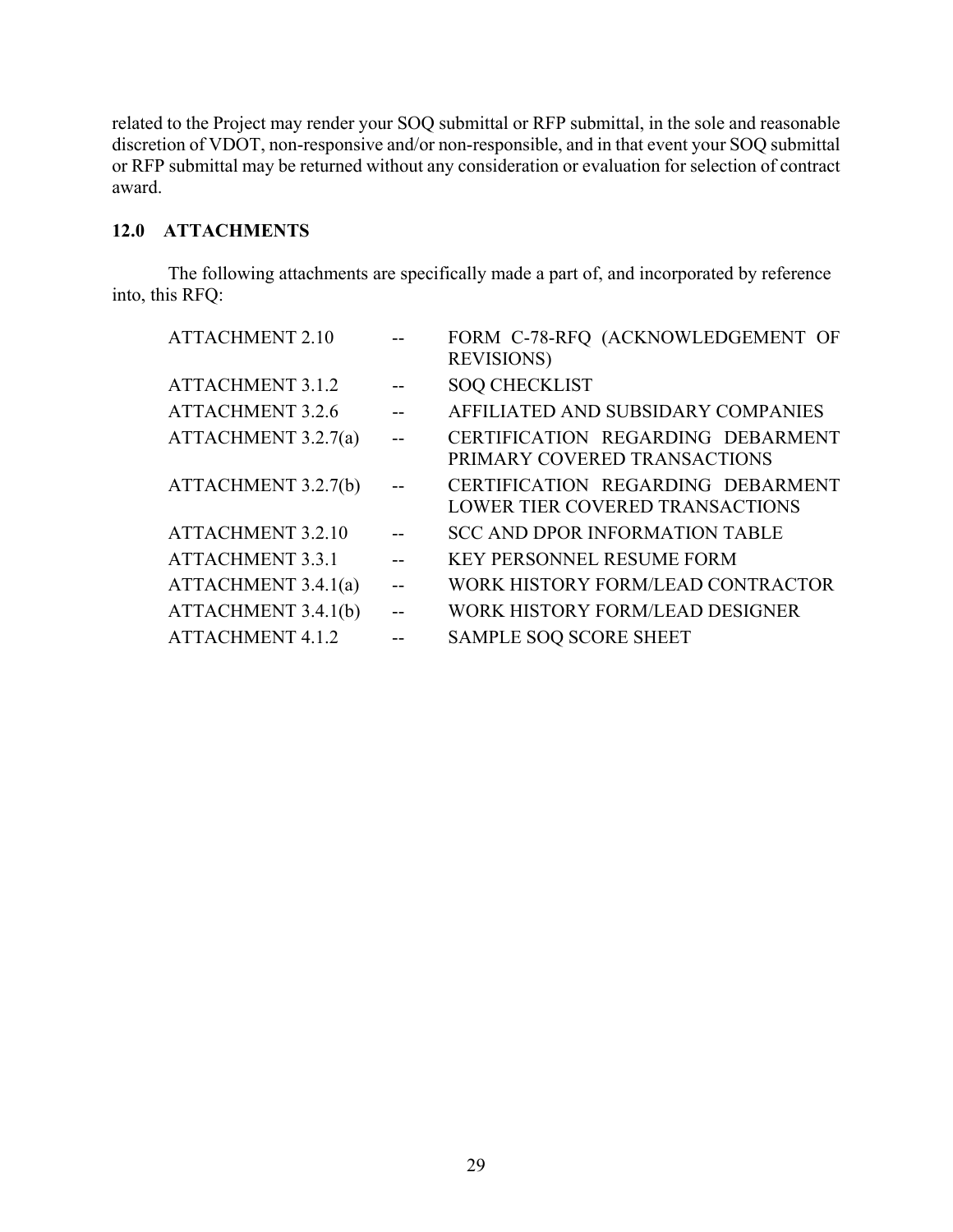related to the Project may render your SOQ submittal or RFP submittal, in the sole and reasonable discretion of VDOT, non-responsive and/or non-responsible, and in that event your SOQ submittal or RFP submittal may be returned without any consideration or evaluation for selection of contract award.

## 12.0 ATTACHMENTS

The following attachments are specifically made a part of, and incorporated by reference into, this RFQ:

| | | |
|---|---|---|
| ATTACHMENT 2.10 | -- | FORM C-78-RFQ (ACKNOWLEDGEMENT OF REVISIONS) |
| ATTACHMENT 3.1.2 | -- | SOQ CHECKLIST |
| ATTACHMENT 3.2.6 | -- | AFFILIATED AND SUBSIDARY COMPANIES |
| ATTACHMENT 3.2.7(a) | -- | CERTIFICATION REGARDING DEBARMENT PRIMARY COVERED TRANSACTIONS |
| ATTACHMENT 3.2.7(b) | -- | CERTIFICATION REGARDING DEBARMENT LOWER TIER COVERED TRANSACTIONS |
| ATTACHMENT 3.2.10 | -- | SCC AND DPOR INFORMATION TABLE |
| ATTACHMENT 3.3.1 | -- | KEY PERSONNEL RESUME FORM |
| ATTACHMENT 3.4.1(a) | -- | WORK HISTORY FORM/LEAD CONTRACTOR |
| ATTACHMENT 3.4.1(b) | -- | WORK HISTORY FORM/LEAD DESIGNER |
| ATTACHMENT 4.1.2 | -- | SAMPLE SOQ SCORE SHEET |